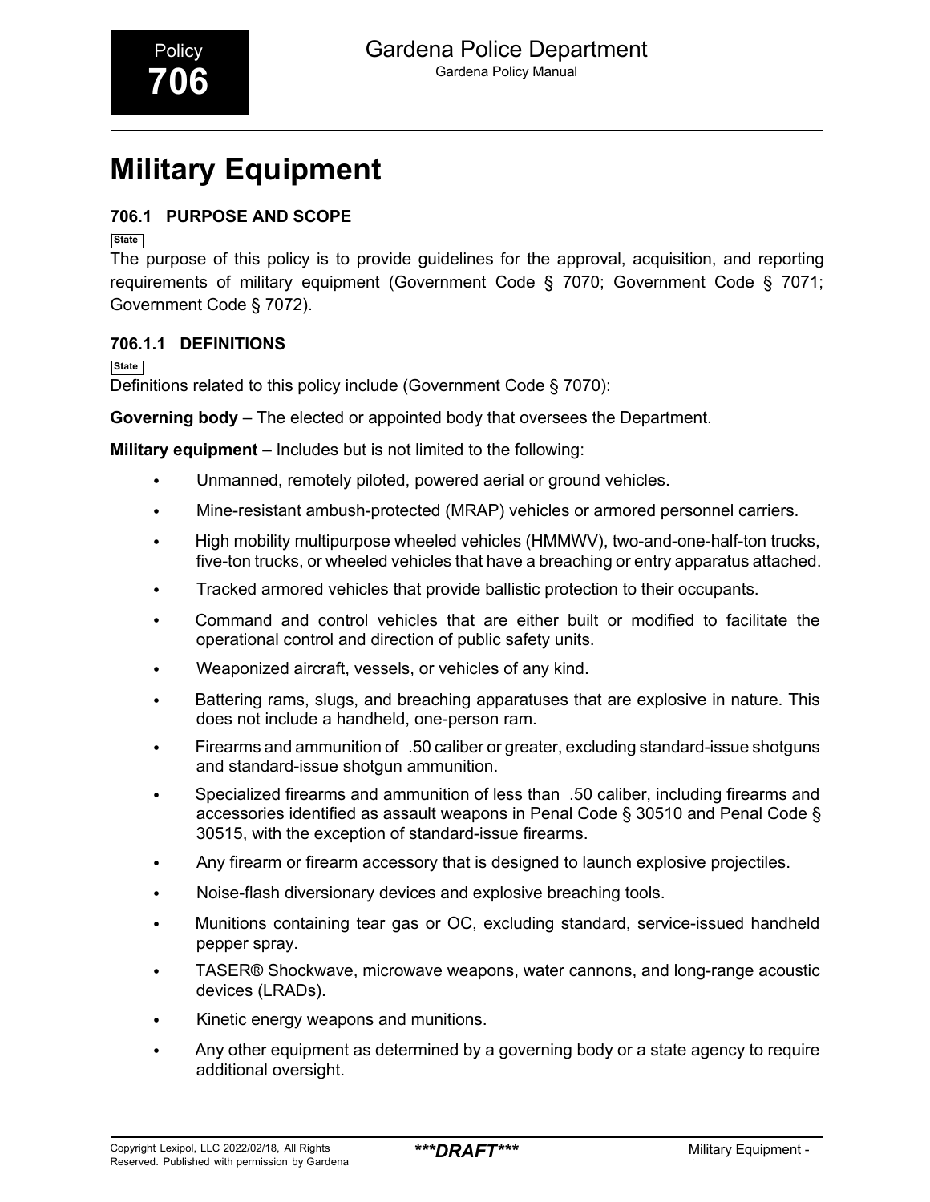Policy **706**

Gardena Police Department
Gardena Policy Manual

# Military Equipment

## 706.1 PURPOSE AND SCOPE

State

The purpose of this policy is to provide guidelines for the approval, acquisition, and reporting requirements of military equipment (Government Code § 7070; Government Code § 7071; Government Code § 7072).

### 706.1.1 DEFINITIONS

State

Definitions related to this policy include (Government Code § 7070):

**Governing body** – The elected or appointed body that oversees the Department.

**Military equipment** – Includes but is not limited to the following:

- Unmanned, remotely piloted, powered aerial or ground vehicles.
- Mine-resistant ambush-protected (MRAP) vehicles or armored personnel carriers.
- High mobility multipurpose wheeled vehicles (HMMWV), two-and-one-half-ton trucks, five-ton trucks, or wheeled vehicles that have a breaching or entry apparatus attached.
- Tracked armored vehicles that provide ballistic protection to their occupants.
- Command and control vehicles that are either built or modified to facilitate the operational control and direction of public safety units.
- Weaponized aircraft, vessels, or vehicles of any kind.
- Battering rams, slugs, and breaching apparatuses that are explosive in nature. This does not include a handheld, one-person ram.
- Firearms and ammunition of .50 caliber or greater, excluding standard-issue shotguns and standard-issue shotgun ammunition.
- Specialized firearms and ammunition of less than .50 caliber, including firearms and accessories identified as assault weapons in Penal Code § 30510 and Penal Code § 30515, with the exception of standard-issue firearms.
- Any firearm or firearm accessory that is designed to launch explosive projectiles.
- Noise-flash diversionary devices and explosive breaching tools.
- Munitions containing tear gas or OC, excluding standard, service-issued handheld pepper spray.
- TASER® Shockwave, microwave weapons, water cannons, and long-range acoustic devices (LRADs).
- Kinetic energy weapons and munitions.
- Any other equipment as determined by a governing body or a state agency to require additional oversight.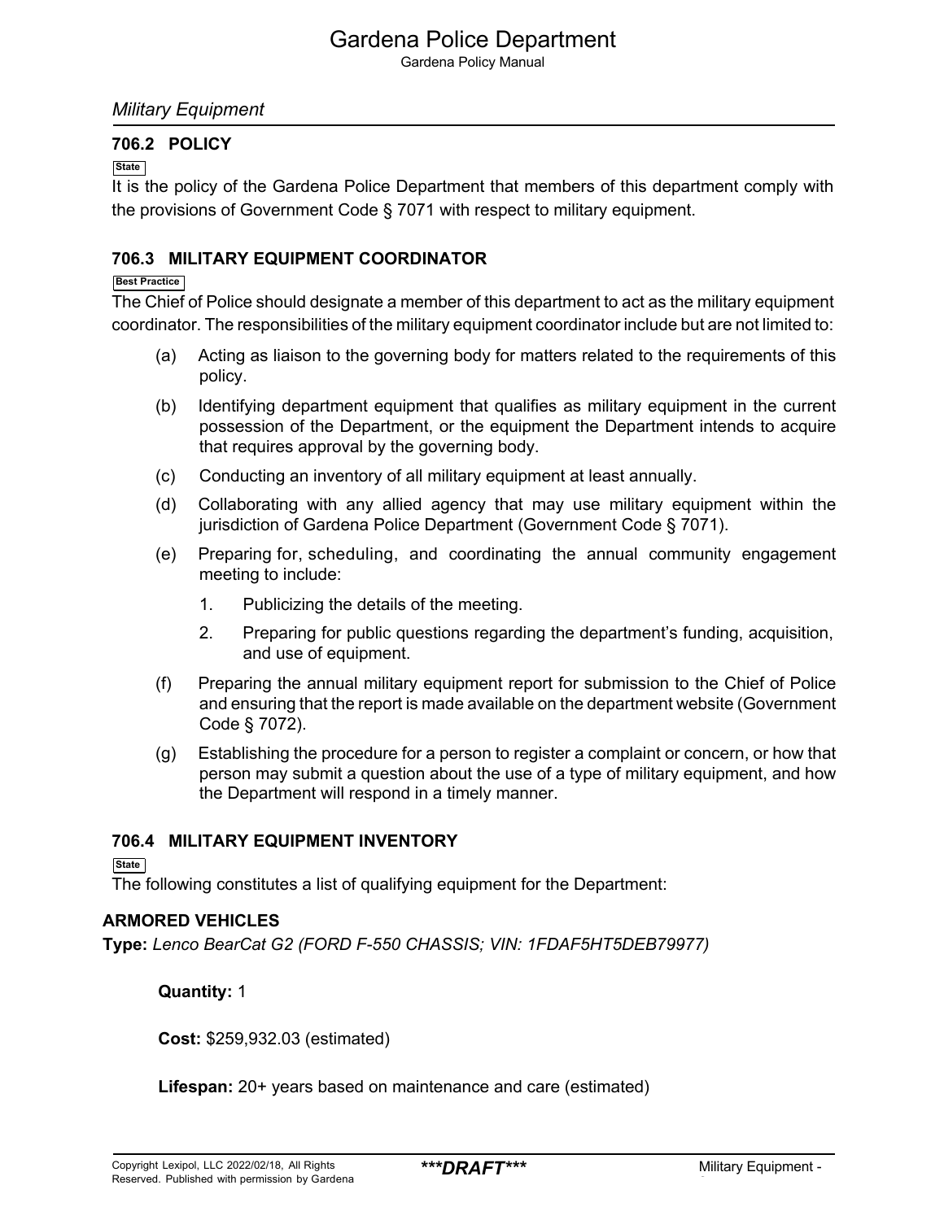*Military Equipment*

### 706.2 POLICY

State

It is the policy of the Gardena Police Department that members of this department comply with the provisions of Government Code § 7071 with respect to military equipment.

### 706.3 MILITARY EQUIPMENT COORDINATOR

Best Practice

The Chief of Police should designate a member of this department to act as the military equipment coordinator. The responsibilities of the military equipment coordinator include but are not limited to:

(a) Acting as liaison to the governing body for matters related to the requirements of this policy.

(b) Identifying department equipment that qualifies as military equipment in the current possession of the Department, or the equipment the Department intends to acquire that requires approval by the governing body.

(c) Conducting an inventory of all military equipment at least annually.

(d) Collaborating with any allied agency that may use military equipment within the jurisdiction of Gardena Police Department (Government Code § 7071).

(e) Preparing for, scheduling, and coordinating the annual community engagement meeting to include:

1. Publicizing the details of the meeting.
2. Preparing for public questions regarding the department's funding, acquisition, and use of equipment.

(f) Preparing the annual military equipment report for submission to the Chief of Police and ensuring that the report is made available on the department website (Government Code § 7072).

(g) Establishing the procedure for a person to register a complaint or concern, or how that person may submit a question about the use of a type of military equipment, and how the Department will respond in a timely manner.

### 706.4 MILITARY EQUIPMENT INVENTORY

State

The following constitutes a list of qualifying equipment for the Department:

**ARMORED VEHICLES**

**Type:** *Lenco BearCat G2 (FORD F-550 CHASSIS; VIN: 1FDAF5HT5DEB79977)*

**Quantity:** 1

**Cost:** $259,932.03 (estimated)

**Lifespan:** 20+ years based on maintenance and care (estimated)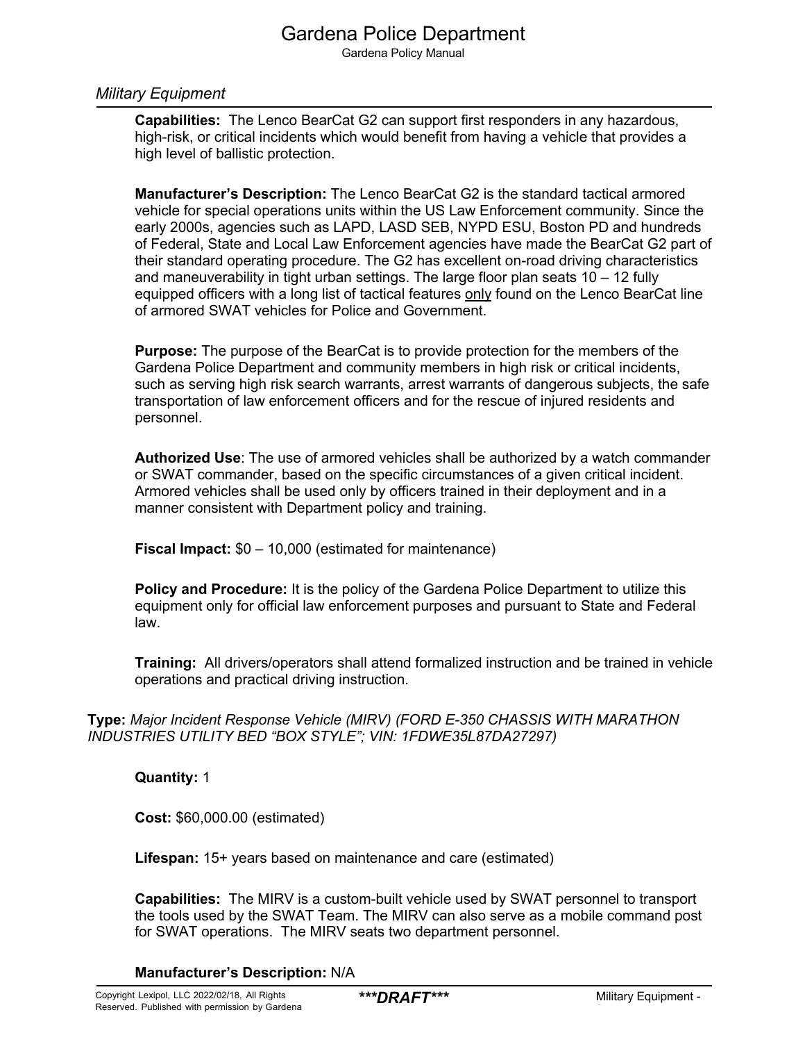*Military Equipment*

**Capabilities:** The Lenco BearCat G2 can support first responders in any hazardous, high-risk, or critical incidents which would benefit from having a vehicle that provides a high level of ballistic protection.

**Manufacturer's Description:** The Lenco BearCat G2 is the standard tactical armored vehicle for special operations units within the US Law Enforcement community. Since the early 2000s, agencies such as LAPD, LASD SEB, NYPD ESU, Boston PD and hundreds of Federal, State and Local Law Enforcement agencies have made the BearCat G2 part of their standard operating procedure. The G2 has excellent on-road driving characteristics and maneuverability in tight urban settings. The large floor plan seats 10 – 12 fully equipped officers with a long list of tactical features <u>only</u> found on the Lenco BearCat line of armored SWAT vehicles for Police and Government.

**Purpose:** The purpose of the BearCat is to provide protection for the members of the Gardena Police Department and community members in high risk or critical incidents, such as serving high risk search warrants, arrest warrants of dangerous subjects, the safe transportation of law enforcement officers and for the rescue of injured residents and personnel.

**Authorized Use**: The use of armored vehicles shall be authorized by a watch commander or SWAT commander, based on the specific circumstances of a given critical incident. Armored vehicles shall be used only by officers trained in their deployment and in a manner consistent with Department policy and training.

**Fiscal Impact:** $0 – 10,000 (estimated for maintenance)

**Policy and Procedure:** It is the policy of the Gardena Police Department to utilize this equipment only for official law enforcement purposes and pursuant to State and Federal law.

**Training:** All drivers/operators shall attend formalized instruction and be trained in vehicle operations and practical driving instruction.

**Type:** *Major Incident Response Vehicle (MIRV) (FORD E-350 CHASSIS WITH MARATHON INDUSTRIES UTILITY BED "BOX STYLE"; VIN: 1FDWE35L87DA27297)*

**Quantity:** 1

**Cost:** $60,000.00 (estimated)

**Lifespan:** 15+ years based on maintenance and care (estimated)

**Capabilities:** The MIRV is a custom-built vehicle used by SWAT personnel to transport the tools used by the SWAT Team. The MIRV can also serve as a mobile command post for SWAT operations. The MIRV seats two department personnel.

**Manufacturer's Description:** N/A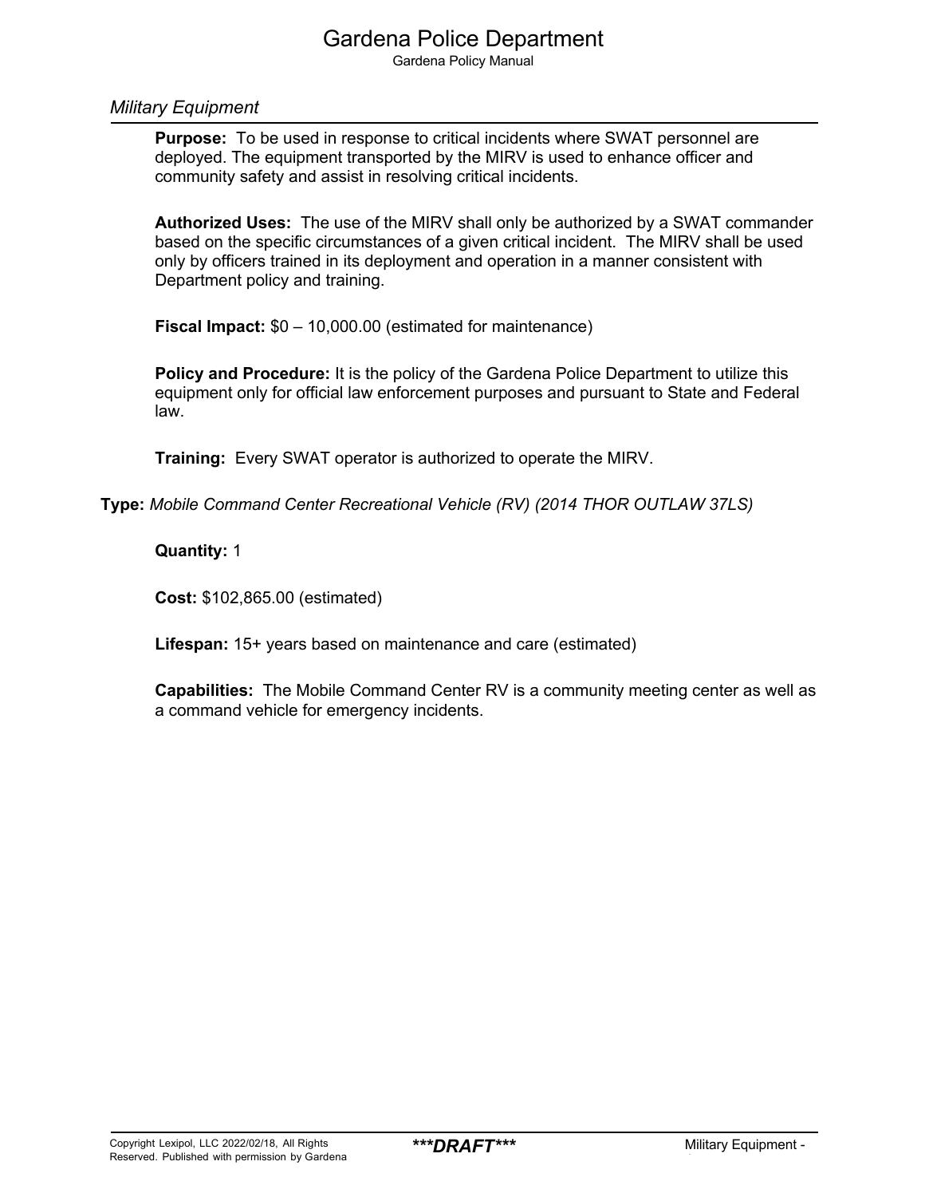## Military Equipment

**Purpose:** To be used in response to critical incidents where SWAT personnel are deployed. The equipment transported by the MIRV is used to enhance officer and community safety and assist in resolving critical incidents.

**Authorized Uses:** The use of the MIRV shall only be authorized by a SWAT commander based on the specific circumstances of a given critical incident. The MIRV shall be used only by officers trained in its deployment and operation in a manner consistent with Department policy and training.

**Fiscal Impact:** $0 – 10,000.00 (estimated for maintenance)

**Policy and Procedure:** It is the policy of the Gardena Police Department to utilize this equipment only for official law enforcement purposes and pursuant to State and Federal law.

**Training:** Every SWAT operator is authorized to operate the MIRV.

**Type:** *Mobile Command Center Recreational Vehicle (RV) (2014 THOR OUTLAW 37LS)*

**Quantity:** 1

**Cost:** $102,865.00 (estimated)

**Lifespan:** 15+ years based on maintenance and care (estimated)

**Capabilities:** The Mobile Command Center RV is a community meeting center as well as a command vehicle for emergency incidents.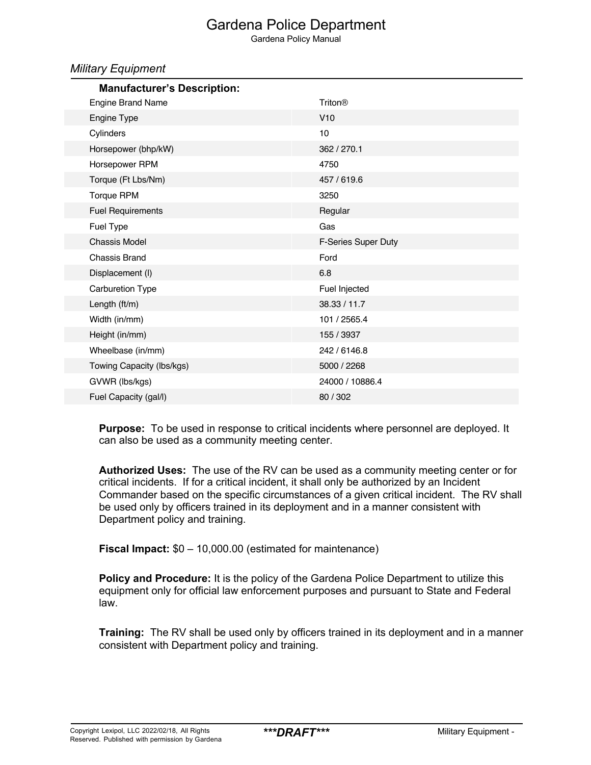## Military Equipment

**Manufacturer's Description:**

| | |
|---|---|
| Engine Brand Name | Triton® |
| Engine Type | V10 |
| Cylinders | 10 |
| Horsepower (bhp/kW) | 362 / 270.1 |
| Horsepower RPM | 4750 |
| Torque (Ft Lbs/Nm) | 457 / 619.6 |
| Torque RPM | 3250 |
| Fuel Requirements | Regular |
| Fuel Type | Gas |
| Chassis Model | F-Series Super Duty |
| Chassis Brand | Ford |
| Displacement (l) | 6.8 |
| Carburetion Type | Fuel Injected |
| Length (ft/m) | 38.33 / 11.7 |
| Width (in/mm) | 101 / 2565.4 |
| Height (in/mm) | 155 / 3937 |
| Wheelbase (in/mm) | 242 / 6146.8 |
| Towing Capacity (lbs/kgs) | 5000 / 2268 |
| GVWR (lbs/kgs) | 24000 / 10886.4 |
| Fuel Capacity (gal/l) | 80 / 302 |

**Purpose:** To be used in response to critical incidents where personnel are deployed. It can also be used as a community meeting center.

**Authorized Uses:** The use of the RV can be used as a community meeting center or for critical incidents. If for a critical incident, it shall only be authorized by an Incident Commander based on the specific circumstances of a given critical incident. The RV shall be used only by officers trained in its deployment and in a manner consistent with Department policy and training.

**Fiscal Impact:** $0 – 10,000.00 (estimated for maintenance)

**Policy and Procedure:** It is the policy of the Gardena Police Department to utilize this equipment only for official law enforcement purposes and pursuant to State and Federal law.

**Training:** The RV shall be used only by officers trained in its deployment and in a manner consistent with Department policy and training.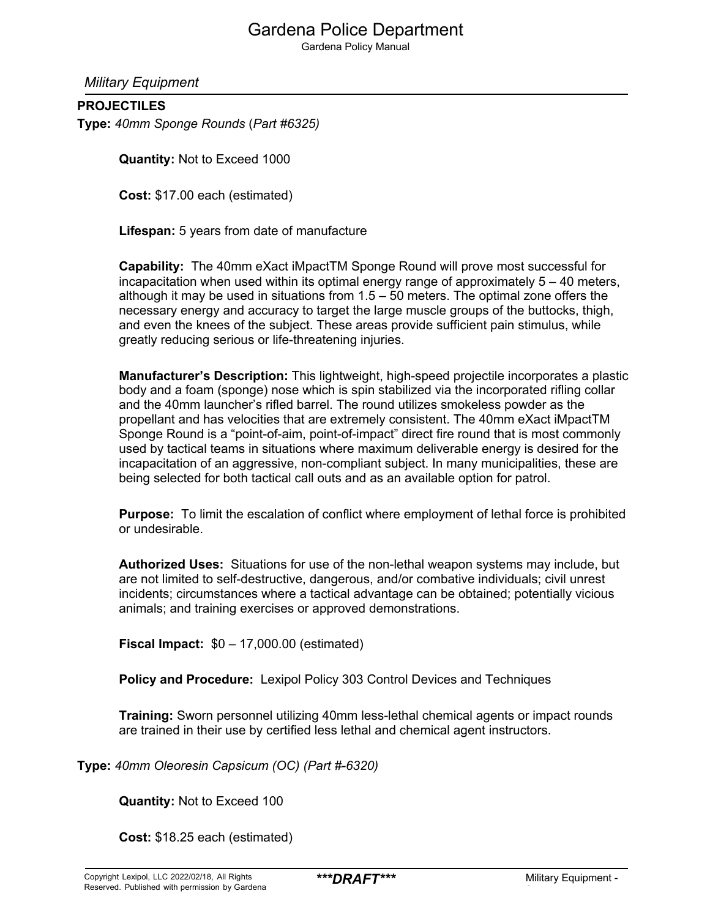*Military Equipment*

**PROJECTILES**

**Type:** *40mm Sponge Rounds* (*Part #6325)*

**Quantity:** Not to Exceed 1000

**Cost:** $17.00 each (estimated)

**Lifespan:** 5 years from date of manufacture

**Capability:** The 40mm eXact iMpactTM Sponge Round will prove most successful for incapacitation when used within its optimal energy range of approximately 5 – 40 meters, although it may be used in situations from 1.5 – 50 meters. The optimal zone offers the necessary energy and accuracy to target the large muscle groups of the buttocks, thigh, and even the knees of the subject. These areas provide sufficient pain stimulus, while greatly reducing serious or life-threatening injuries.

**Manufacturer's Description:** This lightweight, high-speed projectile incorporates a plastic body and a foam (sponge) nose which is spin stabilized via the incorporated rifling collar and the 40mm launcher's rifled barrel. The round utilizes smokeless powder as the propellant and has velocities that are extremely consistent. The 40mm eXact iMpactTM Sponge Round is a "point-of-aim, point-of-impact" direct fire round that is most commonly used by tactical teams in situations where maximum deliverable energy is desired for the incapacitation of an aggressive, non-compliant subject. In many municipalities, these are being selected for both tactical call outs and as an available option for patrol.

**Purpose:** To limit the escalation of conflict where employment of lethal force is prohibited or undesirable.

**Authorized Uses:** Situations for use of the non-lethal weapon systems may include, but are not limited to self-destructive, dangerous, and/or combative individuals; civil unrest incidents; circumstances where a tactical advantage can be obtained; potentially vicious animals; and training exercises or approved demonstrations.

**Fiscal Impact:** $0 – 17,000.00 (estimated)

**Policy and Procedure:** Lexipol Policy 303 Control Devices and Techniques

**Training:** Sworn personnel utilizing 40mm less-lethal chemical agents or impact rounds are trained in their use by certified less lethal and chemical agent instructors.

**Type:** *40mm Oleoresin Capsicum (OC) (Part #-6320)*

**Quantity:** Not to Exceed 100

**Cost:** $18.25 each (estimated)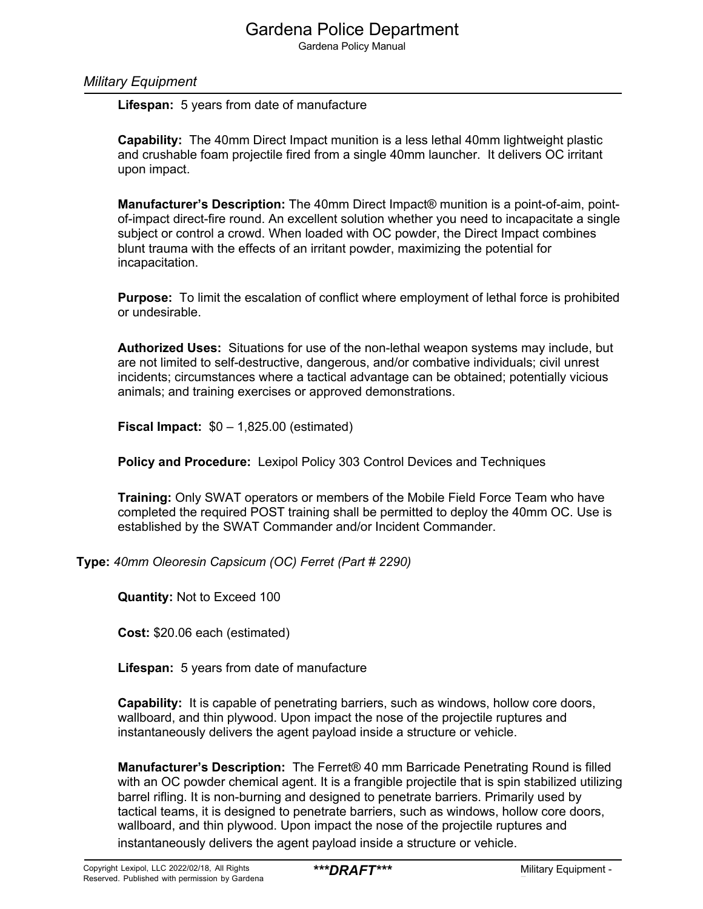**Lifespan:** 5 years from date of manufacture

**Capability:** The 40mm Direct Impact munition is a less lethal 40mm lightweight plastic and crushable foam projectile fired from a single 40mm launcher. It delivers OC irritant upon impact.

**Manufacturer's Description:** The 40mm Direct Impact® munition is a point-of-aim, point-of-impact direct-fire round. An excellent solution whether you need to incapacitate a single subject or control a crowd. When loaded with OC powder, the Direct Impact combines blunt trauma with the effects of an irritant powder, maximizing the potential for incapacitation.

**Purpose:** To limit the escalation of conflict where employment of lethal force is prohibited or undesirable.

**Authorized Uses:** Situations for use of the non-lethal weapon systems may include, but are not limited to self-destructive, dangerous, and/or combative individuals; civil unrest incidents; circumstances where a tactical advantage can be obtained; potentially vicious animals; and training exercises or approved demonstrations.

**Fiscal Impact:** $0 – 1,825.00 (estimated)

**Policy and Procedure:** Lexipol Policy 303 Control Devices and Techniques

**Training:** Only SWAT operators or members of the Mobile Field Force Team who have completed the required POST training shall be permitted to deploy the 40mm OC. Use is established by the SWAT Commander and/or Incident Commander.

**Type:** *40mm Oleoresin Capsicum (OC) Ferret (Part # 2290)*

**Quantity:** Not to Exceed 100

**Cost:** $20.06 each (estimated)

**Lifespan:** 5 years from date of manufacture

**Capability:** It is capable of penetrating barriers, such as windows, hollow core doors, wallboard, and thin plywood. Upon impact the nose of the projectile ruptures and instantaneously delivers the agent payload inside a structure or vehicle.

**Manufacturer's Description:** The Ferret® 40 mm Barricade Penetrating Round is filled with an OC powder chemical agent. It is a frangible projectile that is spin stabilized utilizing barrel rifling. It is non-burning and designed to penetrate barriers. Primarily used by tactical teams, it is designed to penetrate barriers, such as windows, hollow core doors, wallboard, and thin plywood. Upon impact the nose of the projectile ruptures and instantaneously delivers the agent payload inside a structure or vehicle.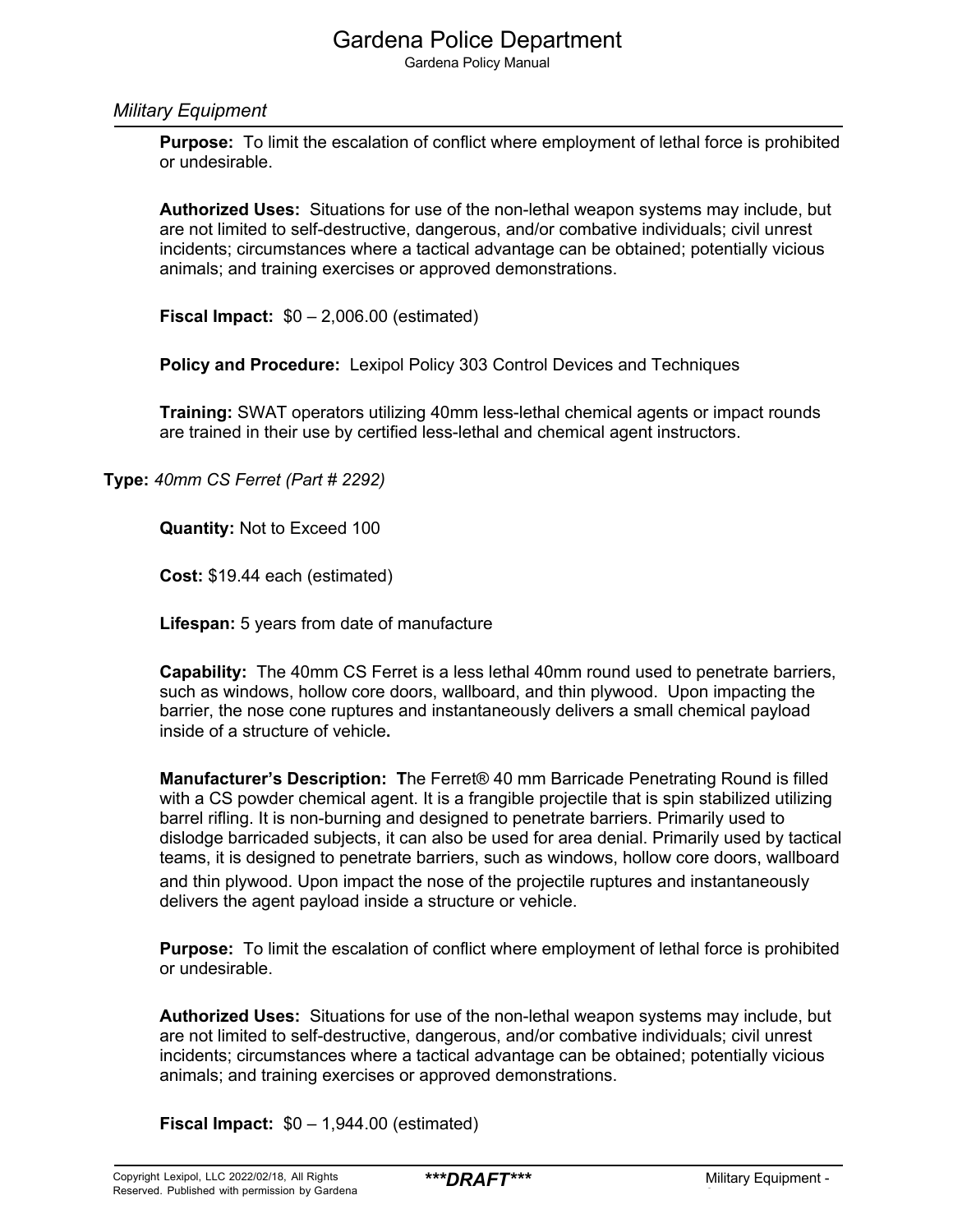**Purpose:** To limit the escalation of conflict where employment of lethal force is prohibited or undesirable.

**Authorized Uses:** Situations for use of the non-lethal weapon systems may include, but are not limited to self-destructive, dangerous, and/or combative individuals; civil unrest incidents; circumstances where a tactical advantage can be obtained; potentially vicious animals; and training exercises or approved demonstrations.

**Fiscal Impact:** $0 – 2,006.00 (estimated)

**Policy and Procedure:** Lexipol Policy 303 Control Devices and Techniques

**Training:** SWAT operators utilizing 40mm less-lethal chemical agents or impact rounds are trained in their use by certified less-lethal and chemical agent instructors.

**Type:** *40mm CS Ferret (Part # 2292)*

**Quantity:** Not to Exceed 100

**Cost:** $19.44 each (estimated)

**Lifespan:** 5 years from date of manufacture

**Capability:** The 40mm CS Ferret is a less lethal 40mm round used to penetrate barriers, such as windows, hollow core doors, wallboard, and thin plywood. Upon impacting the barrier, the nose cone ruptures and instantaneously delivers a small chemical payload inside of a structure of vehicle**.**

**Manufacturer's Description: T**he Ferret® 40 mm Barricade Penetrating Round is filled with a CS powder chemical agent. It is a frangible projectile that is spin stabilized utilizing barrel rifling. It is non-burning and designed to penetrate barriers. Primarily used to dislodge barricaded subjects, it can also be used for area denial. Primarily used by tactical teams, it is designed to penetrate barriers, such as windows, hollow core doors, wallboard and thin plywood. Upon impact the nose of the projectile ruptures and instantaneously delivers the agent payload inside a structure or vehicle.

**Purpose:** To limit the escalation of conflict where employment of lethal force is prohibited or undesirable.

**Authorized Uses:** Situations for use of the non-lethal weapon systems may include, but are not limited to self-destructive, dangerous, and/or combative individuals; civil unrest incidents; circumstances where a tactical advantage can be obtained; potentially vicious animals; and training exercises or approved demonstrations.

**Fiscal Impact:** $0 – 1,944.00 (estimated)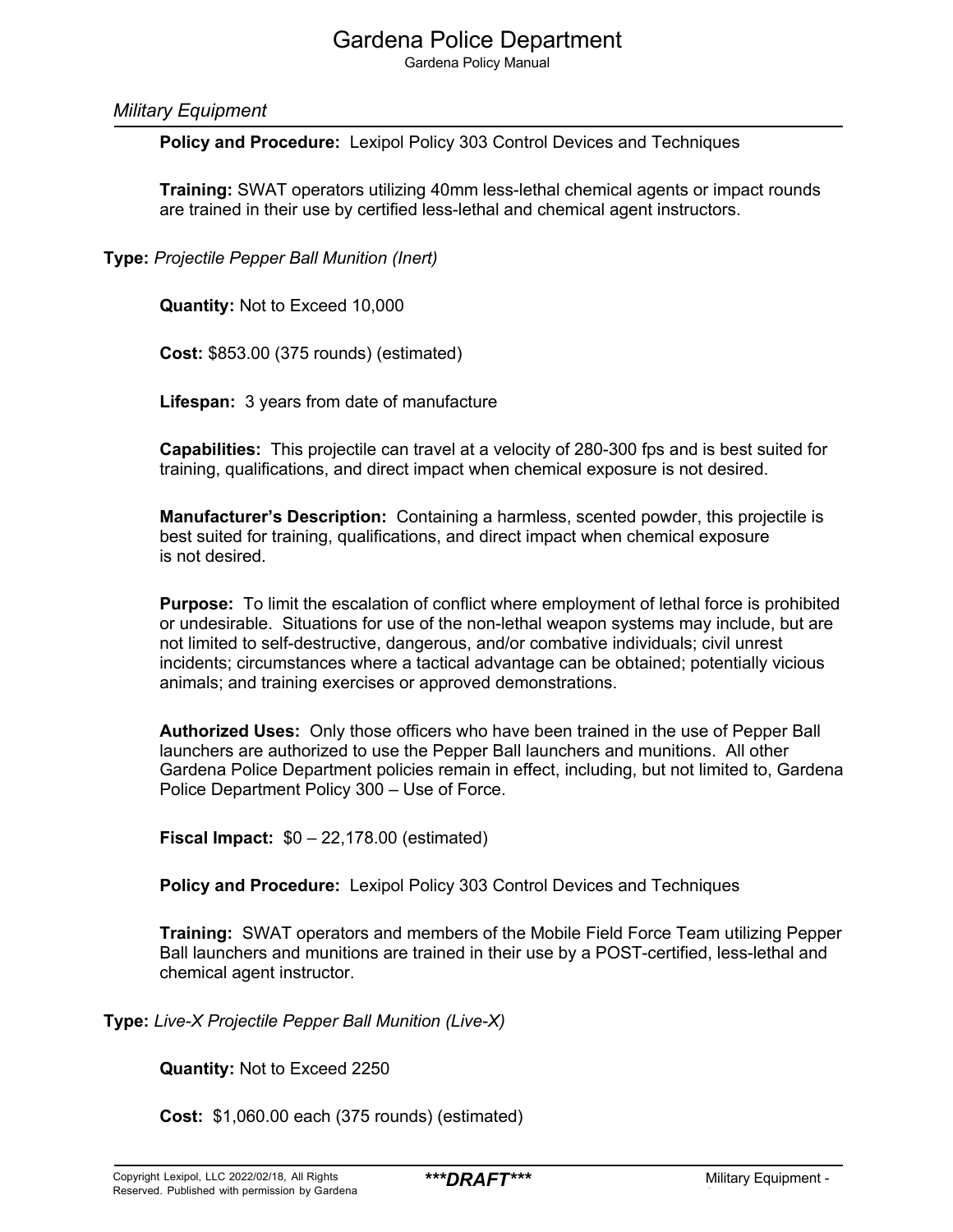**Policy and Procedure:** Lexipol Policy 303 Control Devices and Techniques

**Training:** SWAT operators utilizing 40mm less-lethal chemical agents or impact rounds are trained in their use by certified less-lethal and chemical agent instructors.

**Type:** *Projectile Pepper Ball Munition (Inert)*

**Quantity:** Not to Exceed 10,000

**Cost:** $853.00 (375 rounds) (estimated)

**Lifespan:** 3 years from date of manufacture

**Capabilities:** This projectile can travel at a velocity of 280-300 fps and is best suited for training, qualifications, and direct impact when chemical exposure is not desired.

**Manufacturer's Description:** Containing a harmless, scented powder, this projectile is best suited for training, qualifications, and direct impact when chemical exposure is not desired.

**Purpose:** To limit the escalation of conflict where employment of lethal force is prohibited or undesirable. Situations for use of the non-lethal weapon systems may include, but are not limited to self-destructive, dangerous, and/or combative individuals; civil unrest incidents; circumstances where a tactical advantage can be obtained; potentially vicious animals; and training exercises or approved demonstrations.

**Authorized Uses:** Only those officers who have been trained in the use of Pepper Ball launchers are authorized to use the Pepper Ball launchers and munitions. All other Gardena Police Department policies remain in effect, including, but not limited to, Gardena Police Department Policy 300 – Use of Force.

**Fiscal Impact:** $0 – 22,178.00 (estimated)

**Policy and Procedure:** Lexipol Policy 303 Control Devices and Techniques

**Training:** SWAT operators and members of the Mobile Field Force Team utilizing Pepper Ball launchers and munitions are trained in their use by a POST-certified, less-lethal and chemical agent instructor.

**Type:** *Live-X Projectile Pepper Ball Munition (Live-X)*

**Quantity:** Not to Exceed 2250

**Cost:** $1,060.00 each (375 rounds) (estimated)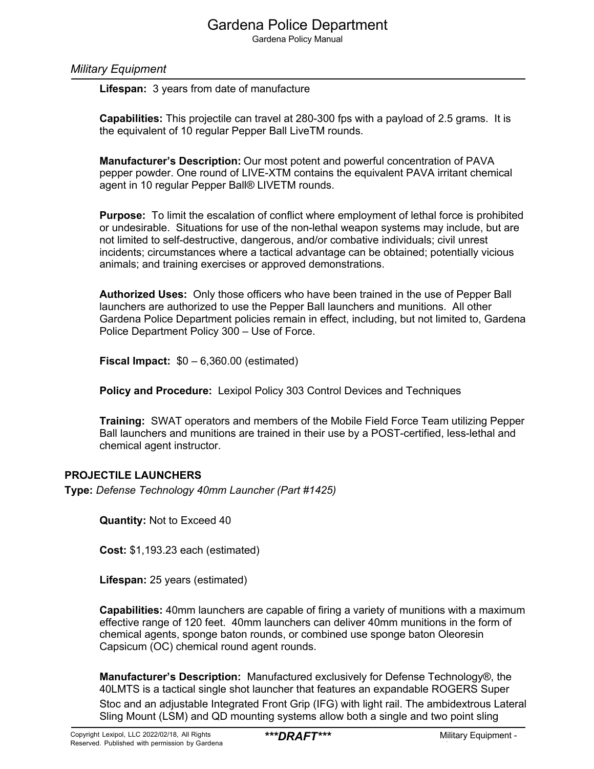**Lifespan:** 3 years from date of manufacture

**Capabilities:** This projectile can travel at 280-300 fps with a payload of 2.5 grams. It is the equivalent of 10 regular Pepper Ball LiveTM rounds.

**Manufacturer's Description:** Our most potent and powerful concentration of PAVA pepper powder. One round of LIVE-XTM contains the equivalent PAVA irritant chemical agent in 10 regular Pepper Ball® LIVETM rounds.

**Purpose:** To limit the escalation of conflict where employment of lethal force is prohibited or undesirable. Situations for use of the non-lethal weapon systems may include, but are not limited to self-destructive, dangerous, and/or combative individuals; civil unrest incidents; circumstances where a tactical advantage can be obtained; potentially vicious animals; and training exercises or approved demonstrations.

**Authorized Uses:** Only those officers who have been trained in the use of Pepper Ball launchers are authorized to use the Pepper Ball launchers and munitions. All other Gardena Police Department policies remain in effect, including, but not limited to, Gardena Police Department Policy 300 – Use of Force.

**Fiscal Impact:** $0 – 6,360.00 (estimated)

**Policy and Procedure:** Lexipol Policy 303 Control Devices and Techniques

**Training:** SWAT operators and members of the Mobile Field Force Team utilizing Pepper Ball launchers and munitions are trained in their use by a POST-certified, less-lethal and chemical agent instructor.

**PROJECTILE LAUNCHERS**

**Type:** *Defense Technology 40mm Launcher (Part #1425)*

**Quantity:** Not to Exceed 40

**Cost:** $1,193.23 each (estimated)

**Lifespan:** 25 years (estimated)

**Capabilities:** 40mm launchers are capable of firing a variety of munitions with a maximum effective range of 120 feet. 40mm launchers can deliver 40mm munitions in the form of chemical agents, sponge baton rounds, or combined use sponge baton Oleoresin Capsicum (OC) chemical round agent rounds.

**Manufacturer's Description:** Manufactured exclusively for Defense Technology®, the 40LMTS is a tactical single shot launcher that features an expandable ROGERS Super Stoc and an adjustable Integrated Front Grip (IFG) with light rail. The ambidextrous Lateral Sling Mount (LSM) and QD mounting systems allow both a single and two point sling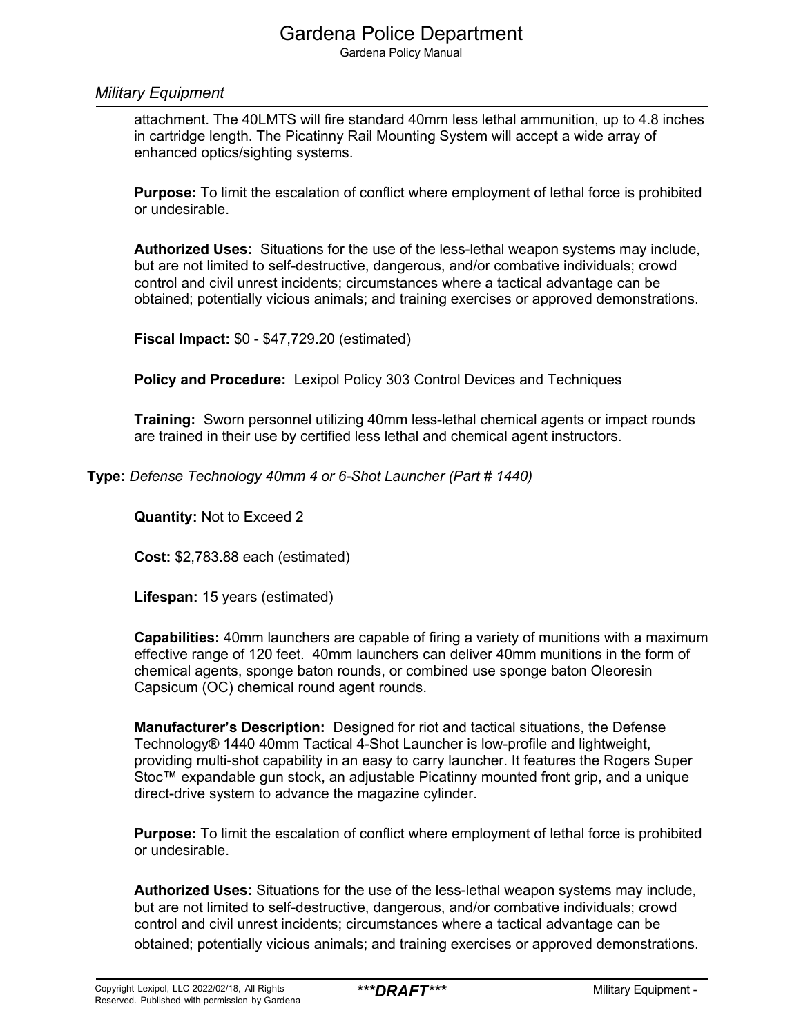attachment. The 40LMTS will fire standard 40mm less lethal ammunition, up to 4.8 inches in cartridge length. The Picatinny Rail Mounting System will accept a wide array of enhanced optics/sighting systems.

**Purpose:** To limit the escalation of conflict where employment of lethal force is prohibited or undesirable.

**Authorized Uses:** Situations for the use of the less-lethal weapon systems may include, but are not limited to self-destructive, dangerous, and/or combative individuals; crowd control and civil unrest incidents; circumstances where a tactical advantage can be obtained; potentially vicious animals; and training exercises or approved demonstrations.

**Fiscal Impact:** $0 - $47,729.20 (estimated)

**Policy and Procedure:** Lexipol Policy 303 Control Devices and Techniques

**Training:** Sworn personnel utilizing 40mm less-lethal chemical agents or impact rounds are trained in their use by certified less lethal and chemical agent instructors.

**Type:** *Defense Technology 40mm 4 or 6-Shot Launcher (Part # 1440)*

**Quantity:** Not to Exceed 2

**Cost:** $2,783.88 each (estimated)

**Lifespan:** 15 years (estimated)

**Capabilities:** 40mm launchers are capable of firing a variety of munitions with a maximum effective range of 120 feet. 40mm launchers can deliver 40mm munitions in the form of chemical agents, sponge baton rounds, or combined use sponge baton Oleoresin Capsicum (OC) chemical round agent rounds.

**Manufacturer's Description:** Designed for riot and tactical situations, the Defense Technology® 1440 40mm Tactical 4-Shot Launcher is low-profile and lightweight, providing multi-shot capability in an easy to carry launcher. It features the Rogers Super Stoc™ expandable gun stock, an adjustable Picatinny mounted front grip, and a unique direct-drive system to advance the magazine cylinder.

**Purpose:** To limit the escalation of conflict where employment of lethal force is prohibited or undesirable.

**Authorized Uses:** Situations for the use of the less-lethal weapon systems may include, but are not limited to self-destructive, dangerous, and/or combative individuals; crowd control and civil unrest incidents; circumstances where a tactical advantage can be obtained; potentially vicious animals; and training exercises or approved demonstrations.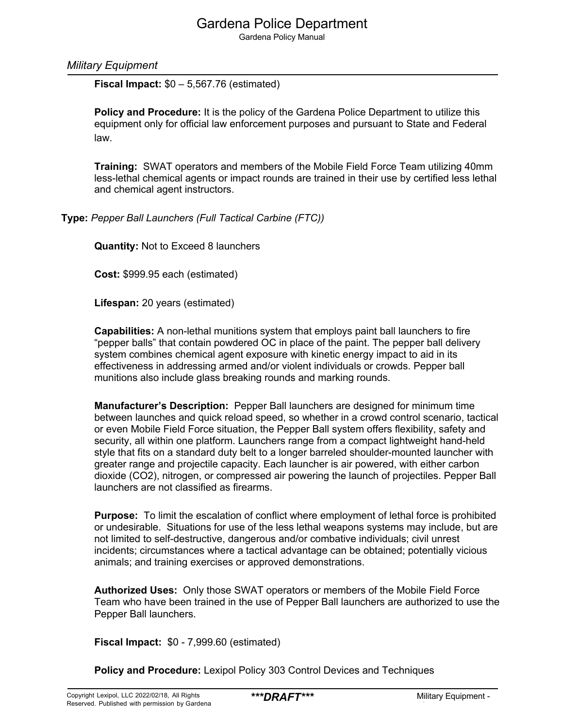**Fiscal Impact:** $0 – 5,567.76 (estimated)

**Policy and Procedure:** It is the policy of the Gardena Police Department to utilize this equipment only for official law enforcement purposes and pursuant to State and Federal law.

**Training:** SWAT operators and members of the Mobile Field Force Team utilizing 40mm less-lethal chemical agents or impact rounds are trained in their use by certified less lethal and chemical agent instructors.

**Type:** *Pepper Ball Launchers (Full Tactical Carbine (FTC))*

**Quantity:** Not to Exceed 8 launchers

**Cost:** $999.95 each (estimated)

**Lifespan:** 20 years (estimated)

**Capabilities:** A non-lethal munitions system that employs paint ball launchers to fire "pepper balls" that contain powdered OC in place of the paint. The pepper ball delivery system combines chemical agent exposure with kinetic energy impact to aid in its effectiveness in addressing armed and/or violent individuals or crowds. Pepper ball munitions also include glass breaking rounds and marking rounds.

**Manufacturer's Description:** Pepper Ball launchers are designed for minimum time between launches and quick reload speed, so whether in a crowd control scenario, tactical or even Mobile Field Force situation, the Pepper Ball system offers flexibility, safety and security, all within one platform. Launchers range from a compact lightweight hand-held style that fits on a standard duty belt to a longer barreled shoulder-mounted launcher with greater range and projectile capacity. Each launcher is air powered, with either carbon dioxide ($CO_2$), nitrogen, or compressed air powering the launch of projectiles. Pepper Ball launchers are not classified as firearms.

**Purpose:** To limit the escalation of conflict where employment of lethal force is prohibited or undesirable. Situations for use of the less lethal weapons systems may include, but are not limited to self-destructive, dangerous and/or combative individuals; civil unrest incidents; circumstances where a tactical advantage can be obtained; potentially vicious animals; and training exercises or approved demonstrations.

**Authorized Uses:** Only those SWAT operators or members of the Mobile Field Force Team who have been trained in the use of Pepper Ball launchers are authorized to use the Pepper Ball launchers.

**Fiscal Impact:** $0 - 7,999.60 (estimated)

**Policy and Procedure:** Lexipol Policy 303 Control Devices and Techniques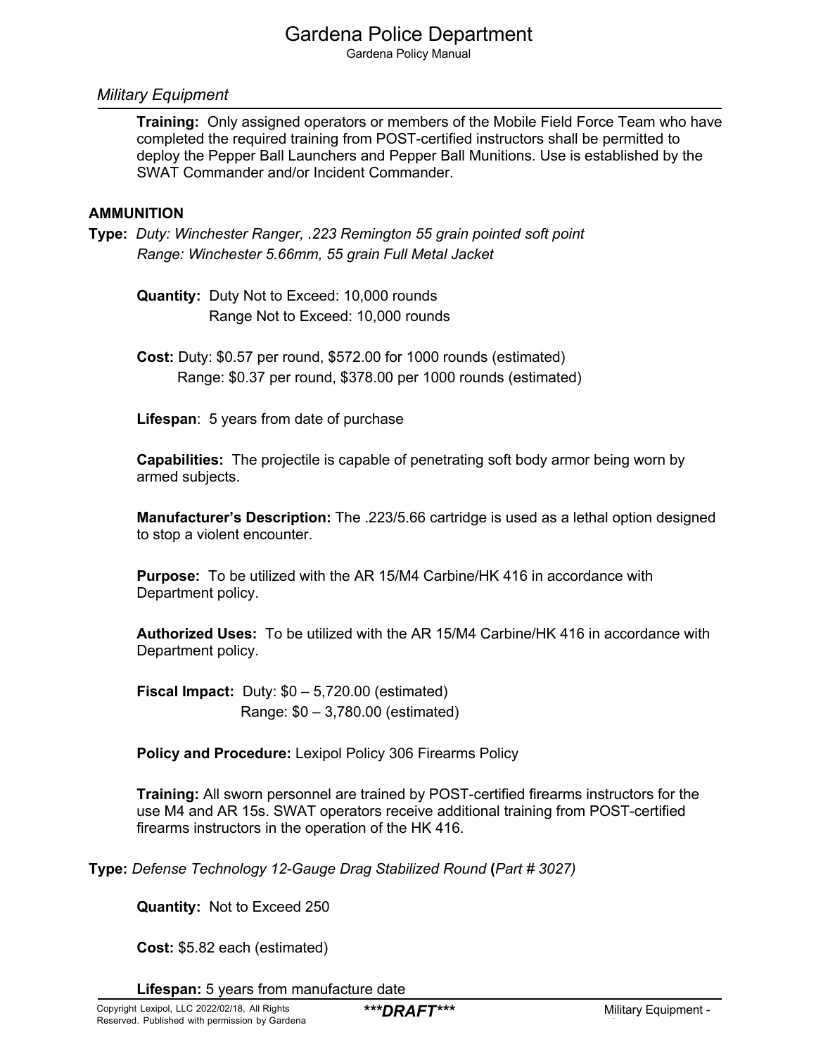*Military Equipment*

**Training:** Only assigned operators or members of the Mobile Field Force Team who have completed the required training from POST-certified instructors shall be permitted to deploy the Pepper Ball Launchers and Pepper Ball Munitions. Use is established by the SWAT Commander and/or Incident Commander.

**AMMUNITION**

**Type:** *Duty: Winchester Ranger, .223 Remington 55 grain pointed soft point*
*Range: Winchester 5.66mm, 55 grain Full Metal Jacket*

**Quantity:** Duty Not to Exceed: 10,000 rounds
Range Not to Exceed: 10,000 rounds

**Cost:** Duty: $0.57 per round, $572.00 for 1000 rounds (estimated)
Range: $0.37 per round, $378.00 per 1000 rounds (estimated)

**Lifespan**: 5 years from date of purchase

**Capabilities:** The projectile is capable of penetrating soft body armor being worn by armed subjects.

**Manufacturer's Description:** The .223/5.66 cartridge is used as a lethal option designed to stop a violent encounter.

**Purpose:** To be utilized with the AR 15/M4 Carbine/HK 416 in accordance with Department policy.

**Authorized Uses:** To be utilized with the AR 15/M4 Carbine/HK 416 in accordance with Department policy.

**Fiscal Impact:** Duty: $0 – 5,720.00 (estimated)
Range: $0 – 3,780.00 (estimated)

**Policy and Procedure:** Lexipol Policy 306 Firearms Policy

**Training:** All sworn personnel are trained by POST-certified firearms instructors for the use M4 and AR 15s. SWAT operators receive additional training from POST-certified firearms instructors in the operation of the HK 416.

**Type:** *Defense Technology 12-Gauge Drag Stabilized Round* **(***Part # 3027)*

**Quantity:** Not to Exceed 250

**Cost:** $5.82 each (estimated)

**Lifespan:** 5 years from manufacture date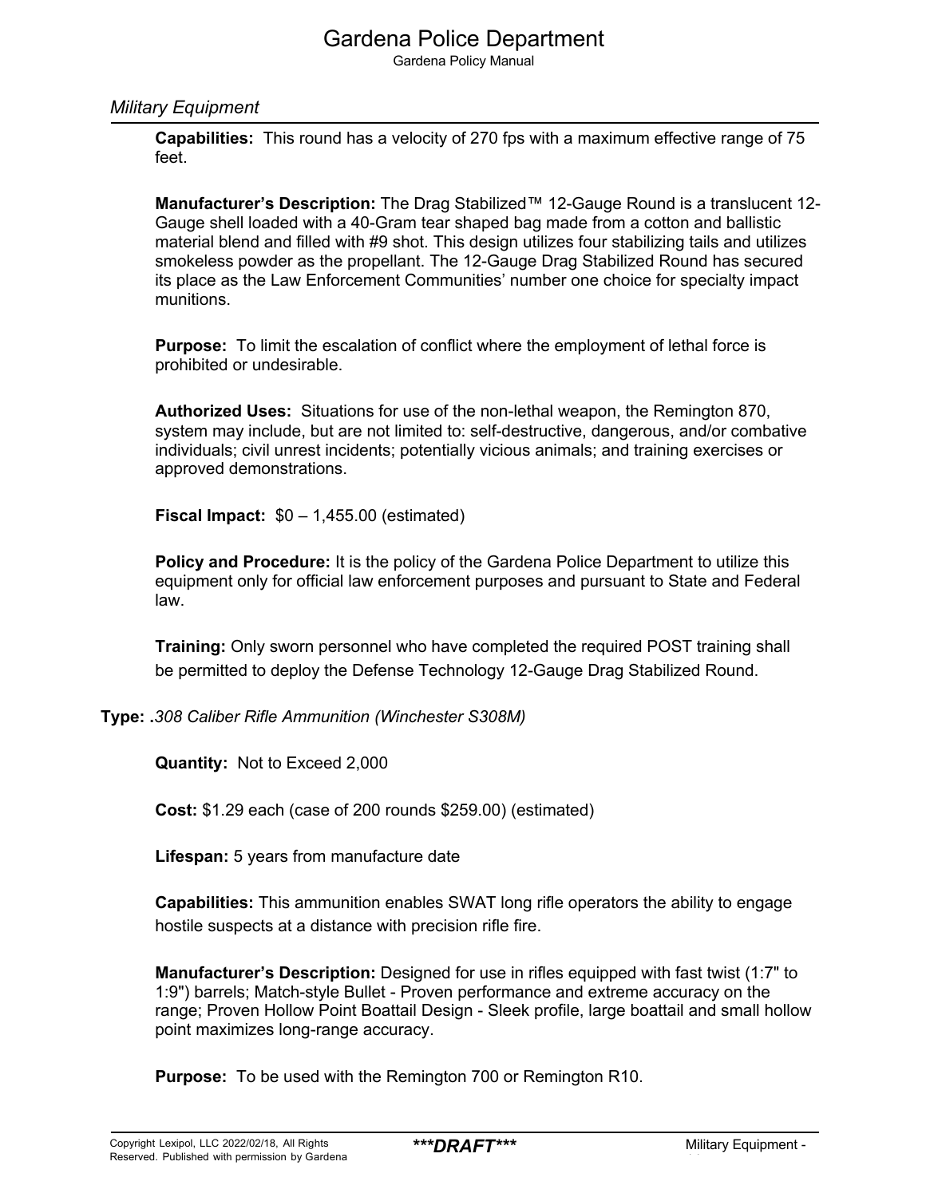**Capabilities:** This round has a velocity of 270 fps with a maximum effective range of 75 feet.

**Manufacturer's Description:** The Drag Stabilized™ 12-Gauge Round is a translucent 12-Gauge shell loaded with a 40-Gram tear shaped bag made from a cotton and ballistic material blend and filled with #9 shot. This design utilizes four stabilizing tails and utilizes smokeless powder as the propellant. The 12-Gauge Drag Stabilized Round has secured its place as the Law Enforcement Communities' number one choice for specialty impact munitions.

**Purpose:** To limit the escalation of conflict where the employment of lethal force is prohibited or undesirable.

**Authorized Uses:** Situations for use of the non-lethal weapon, the Remington 870, system may include, but are not limited to: self-destructive, dangerous, and/or combative individuals; civil unrest incidents; potentially vicious animals; and training exercises or approved demonstrations.

**Fiscal Impact:** $0 – 1,455.00 (estimated)

**Policy and Procedure:** It is the policy of the Gardena Police Department to utilize this equipment only for official law enforcement purposes and pursuant to State and Federal law.

**Training:** Only sworn personnel who have completed the required POST training shall be permitted to deploy the Defense Technology 12-Gauge Drag Stabilized Round.

**Type: .***308 Caliber Rifle Ammunition (Winchester S308M)*

**Quantity:** Not to Exceed 2,000

**Cost:** $1.29 each (case of 200 rounds $259.00) (estimated)

**Lifespan:** 5 years from manufacture date

**Capabilities:** This ammunition enables SWAT long rifle operators the ability to engage hostile suspects at a distance with precision rifle fire.

**Manufacturer's Description:** Designed for use in rifles equipped with fast twist (1:7" to 1:9") barrels; Match-style Bullet - Proven performance and extreme accuracy on the range; Proven Hollow Point Boattail Design - Sleek profile, large boattail and small hollow point maximizes long-range accuracy.

**Purpose:** To be used with the Remington 700 or Remington R10.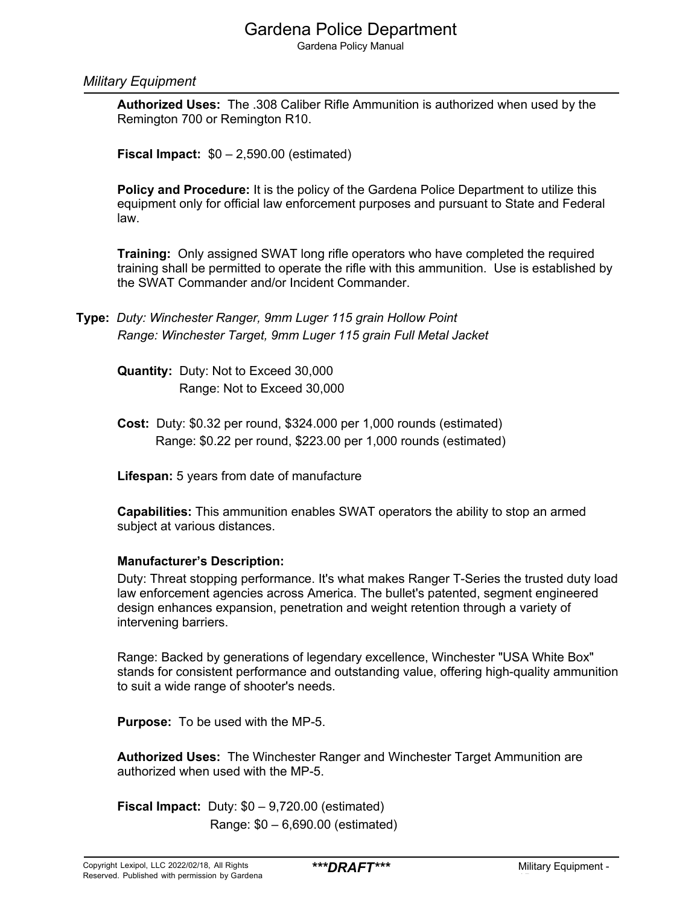*Military Equipment*

**Authorized Uses:** The .308 Caliber Rifle Ammunition is authorized when used by the Remington 700 or Remington R10.

**Fiscal Impact:** $0 – 2,590.00 (estimated)

**Policy and Procedure:** It is the policy of the Gardena Police Department to utilize this equipment only for official law enforcement purposes and pursuant to State and Federal law.

**Training:** Only assigned SWAT long rifle operators who have completed the required training shall be permitted to operate the rifle with this ammunition. Use is established by the SWAT Commander and/or Incident Commander.

**Type:** *Duty: Winchester Ranger, 9mm Luger 115 grain Hollow Point*
*Range: Winchester Target, 9mm Luger 115 grain Full Metal Jacket*

**Quantity:** Duty: Not to Exceed 30,000
Range: Not to Exceed 30,000

**Cost:** Duty: $0.32 per round, $324.000 per 1,000 rounds (estimated)
Range: $0.22 per round, $223.00 per 1,000 rounds (estimated)

**Lifespan:** 5 years from date of manufacture

**Capabilities:** This ammunition enables SWAT operators the ability to stop an armed subject at various distances.

**Manufacturer's Description:**

Duty: Threat stopping performance. It's what makes Ranger T-Series the trusted duty load law enforcement agencies across America. The bullet's patented, segment engineered design enhances expansion, penetration and weight retention through a variety of intervening barriers.

Range: Backed by generations of legendary excellence, Winchester "USA White Box" stands for consistent performance and outstanding value, offering high-quality ammunition to suit a wide range of shooter's needs.

**Purpose:** To be used with the MP-5.

**Authorized Uses:** The Winchester Ranger and Winchester Target Ammunition are authorized when used with the MP-5.

**Fiscal Impact:** Duty: $0 – 9,720.00 (estimated)
Range: $0 – 6,690.00 (estimated)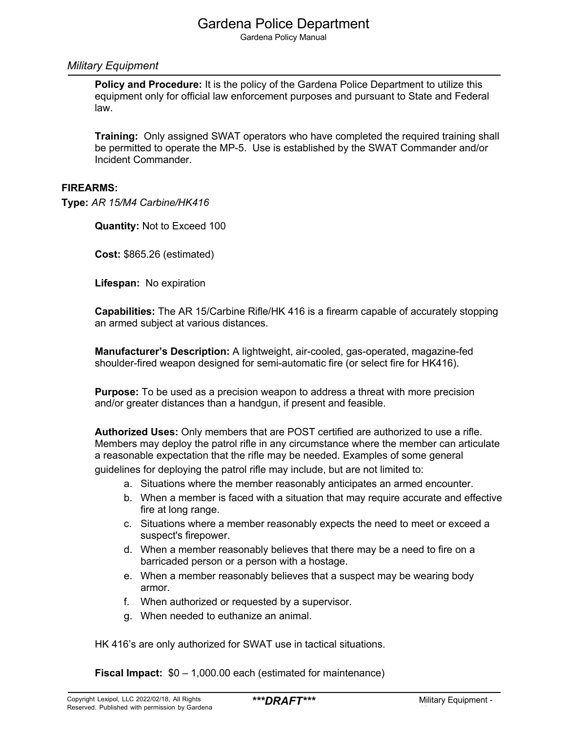**Policy and Procedure:** It is the policy of the Gardena Police Department to utilize this equipment only for official law enforcement purposes and pursuant to State and Federal law.

**Training:** Only assigned SWAT operators who have completed the required training shall be permitted to operate the MP-5. Use is established by the SWAT Commander and/or Incident Commander.

**FIREARMS:**

**Type:** *AR 15/M4 Carbine/HK416*

**Quantity:** Not to Exceed 100

**Cost:** $865.26 (estimated)

**Lifespan:** No expiration

**Capabilities:** The AR 15/Carbine Rifle/HK 416 is a firearm capable of accurately stopping an armed subject at various distances.

**Manufacturer's Description:** A lightweight, air-cooled, gas-operated, magazine-fed shoulder-fired weapon designed for semi-automatic fire (or select fire for HK416).

**Purpose:** To be used as a precision weapon to address a threat with more precision and/or greater distances than a handgun, if present and feasible.

**Authorized Uses:** Only members that are POST certified are authorized to use a rifle. Members may deploy the patrol rifle in any circumstance where the member can articulate a reasonable expectation that the rifle may be needed. Examples of some general guidelines for deploying the patrol rifle may include, but are not limited to:

a. Situations where the member reasonably anticipates an armed encounter.
b. When a member is faced with a situation that may require accurate and effective fire at long range.
c. Situations where a member reasonably expects the need to meet or exceed a suspect's firepower.
d. When a member reasonably believes that there may be a need to fire on a barricaded person or a person with a hostage.
e. When a member reasonably believes that a suspect may be wearing body armor.
f. When authorized or requested by a supervisor.
g. When needed to euthanize an animal.

HK 416's are only authorized for SWAT use in tactical situations.

**Fiscal Impact:** $0 – 1,000.00 each (estimated for maintenance)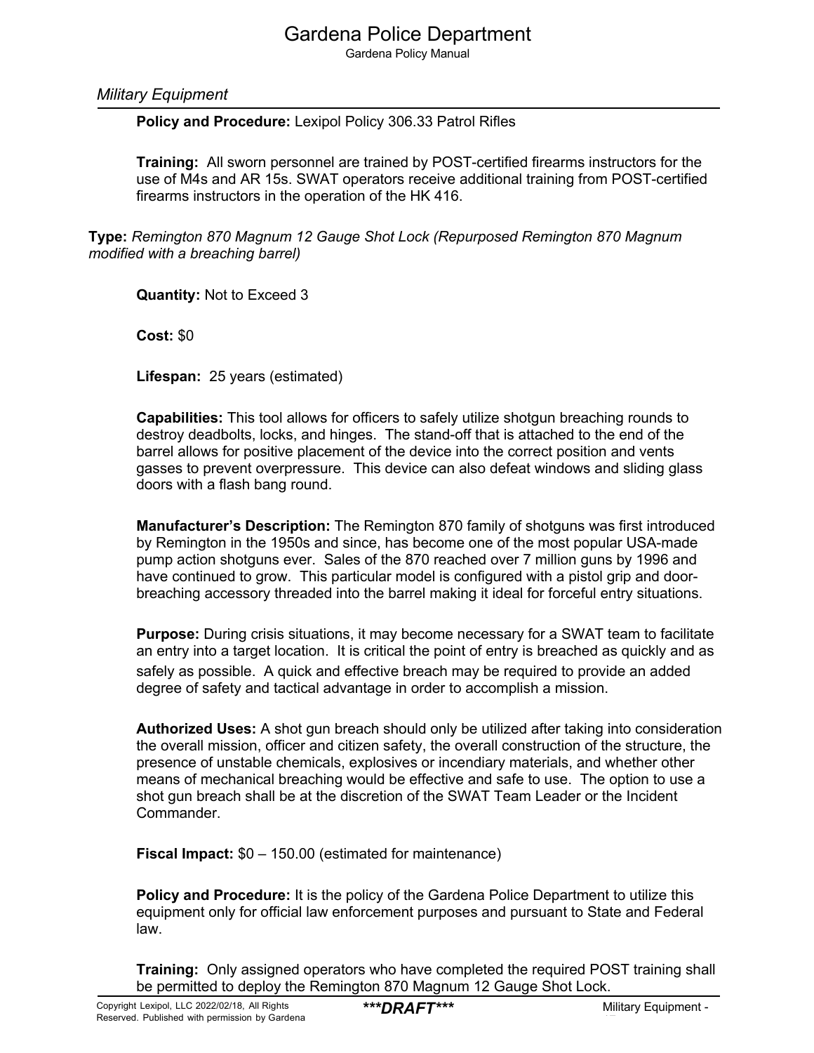**Policy and Procedure:** Lexipol Policy 306.33 Patrol Rifles

**Training:** All sworn personnel are trained by POST-certified firearms instructors for the use of M4s and AR 15s. SWAT operators receive additional training from POST-certified firearms instructors in the operation of the HK 416.

**Type:** *Remington 870 Magnum 12 Gauge Shot Lock (Repurposed Remington 870 Magnum modified with a breaching barrel)*

**Quantity:** Not to Exceed 3

**Cost:** $0

**Lifespan:** 25 years (estimated)

**Capabilities:** This tool allows for officers to safely utilize shotgun breaching rounds to destroy deadbolts, locks, and hinges. The stand-off that is attached to the end of the barrel allows for positive placement of the device into the correct position and vents gasses to prevent overpressure. This device can also defeat windows and sliding glass doors with a flash bang round.

**Manufacturer's Description:** The Remington 870 family of shotguns was first introduced by Remington in the 1950s and since, has become one of the most popular USA-made pump action shotguns ever. Sales of the 870 reached over 7 million guns by 1996 and have continued to grow. This particular model is configured with a pistol grip and door-breaching accessory threaded into the barrel making it ideal for forceful entry situations.

**Purpose:** During crisis situations, it may become necessary for a SWAT team to facilitate an entry into a target location. It is critical the point of entry is breached as quickly and as safely as possible. A quick and effective breach may be required to provide an added degree of safety and tactical advantage in order to accomplish a mission.

**Authorized Uses:** A shot gun breach should only be utilized after taking into consideration the overall mission, officer and citizen safety, the overall construction of the structure, the presence of unstable chemicals, explosives or incendiary materials, and whether other means of mechanical breaching would be effective and safe to use. The option to use a shot gun breach shall be at the discretion of the SWAT Team Leader or the Incident Commander.

**Fiscal Impact:** $0 – 150.00 (estimated for maintenance)

**Policy and Procedure:** It is the policy of the Gardena Police Department to utilize this equipment only for official law enforcement purposes and pursuant to State and Federal law.

**Training:** Only assigned operators who have completed the required POST training shall be permitted to deploy the Remington 870 Magnum 12 Gauge Shot Lock.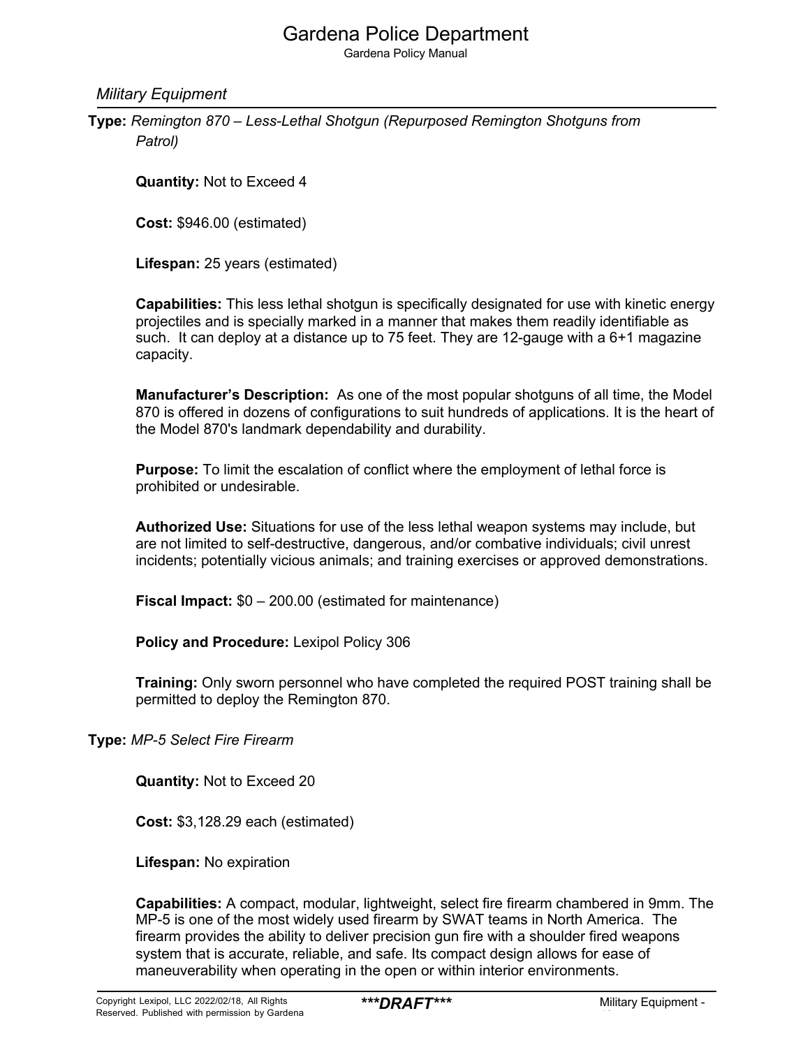## Military Equipment

**Type:** *Remington 870 – Less-Lethal Shotgun (Repurposed Remington Shotguns from Patrol)*

**Quantity:** Not to Exceed 4

**Cost:** $946.00 (estimated)

**Lifespan:** 25 years (estimated)

**Capabilities:** This less lethal shotgun is specifically designated for use with kinetic energy projectiles and is specially marked in a manner that makes them readily identifiable as such. It can deploy at a distance up to 75 feet. They are 12-gauge with a 6+1 magazine capacity.

**Manufacturer's Description:** As one of the most popular shotguns of all time, the Model 870 is offered in dozens of configurations to suit hundreds of applications. It is the heart of the Model 870's landmark dependability and durability.

**Purpose:** To limit the escalation of conflict where the employment of lethal force is prohibited or undesirable.

**Authorized Use:** Situations for use of the less lethal weapon systems may include, but are not limited to self-destructive, dangerous, and/or combative individuals; civil unrest incidents; potentially vicious animals; and training exercises or approved demonstrations.

**Fiscal Impact:** $0 – 200.00 (estimated for maintenance)

**Policy and Procedure:** Lexipol Policy 306

**Training:** Only sworn personnel who have completed the required POST training shall be permitted to deploy the Remington 870.

**Type:** *MP-5 Select Fire Firearm*

**Quantity:** Not to Exceed 20

**Cost:** $3,128.29 each (estimated)

**Lifespan:** No expiration

**Capabilities:** A compact, modular, lightweight, select fire firearm chambered in 9mm. The MP-5 is one of the most widely used firearm by SWAT teams in North America. The firearm provides the ability to deliver precision gun fire with a shoulder fired weapons system that is accurate, reliable, and safe. Its compact design allows for ease of maneuverability when operating in the open or within interior environments.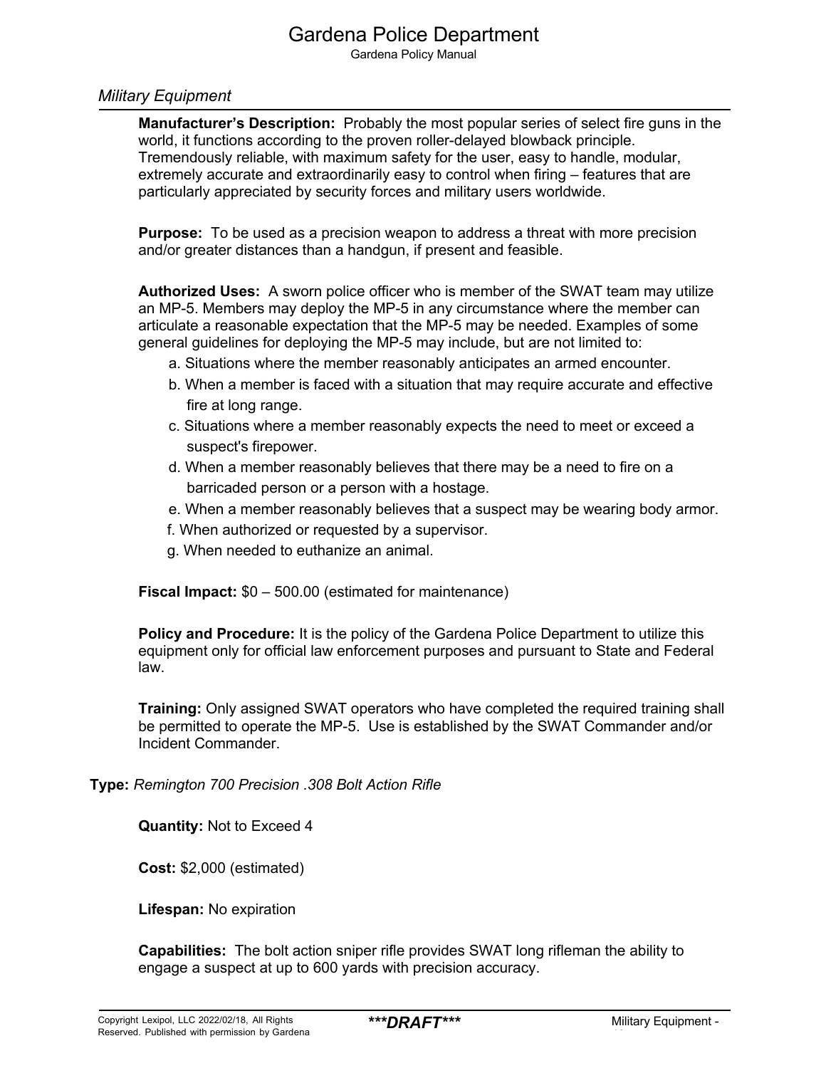*Military Equipment*

**Manufacturer's Description:** Probably the most popular series of select fire guns in the world, it functions according to the proven roller-delayed blowback principle. Tremendously reliable, with maximum safety for the user, easy to handle, modular, extremely accurate and extraordinarily easy to control when firing – features that are particularly appreciated by security forces and military users worldwide.

**Purpose:** To be used as a precision weapon to address a threat with more precision and/or greater distances than a handgun, if present and feasible.

**Authorized Uses:** A sworn police officer who is member of the SWAT team may utilize an MP-5. Members may deploy the MP-5 in any circumstance where the member can articulate a reasonable expectation that the MP-5 may be needed. Examples of some general guidelines for deploying the MP-5 may include, but are not limited to:

a. Situations where the member reasonably anticipates an armed encounter.
b. When a member is faced with a situation that may require accurate and effective fire at long range.
c. Situations where a member reasonably expects the need to meet or exceed a suspect's firepower.
d. When a member reasonably believes that there may be a need to fire on a barricaded person or a person with a hostage.
e. When a member reasonably believes that a suspect may be wearing body armor.
f. When authorized or requested by a supervisor.
g. When needed to euthanize an animal.

**Fiscal Impact:** $0 – 500.00 (estimated for maintenance)

**Policy and Procedure:** It is the policy of the Gardena Police Department to utilize this equipment only for official law enforcement purposes and pursuant to State and Federal law.

**Training:** Only assigned SWAT operators who have completed the required training shall be permitted to operate the MP-5. Use is established by the SWAT Commander and/or Incident Commander.

**Type:** *Remington 700 Precision .308 Bolt Action Rifle*

**Quantity:** Not to Exceed 4

**Cost:** $2,000 (estimated)

**Lifespan:** No expiration

**Capabilities:** The bolt action sniper rifle provides SWAT long rifleman the ability to engage a suspect at up to 600 yards with precision accuracy.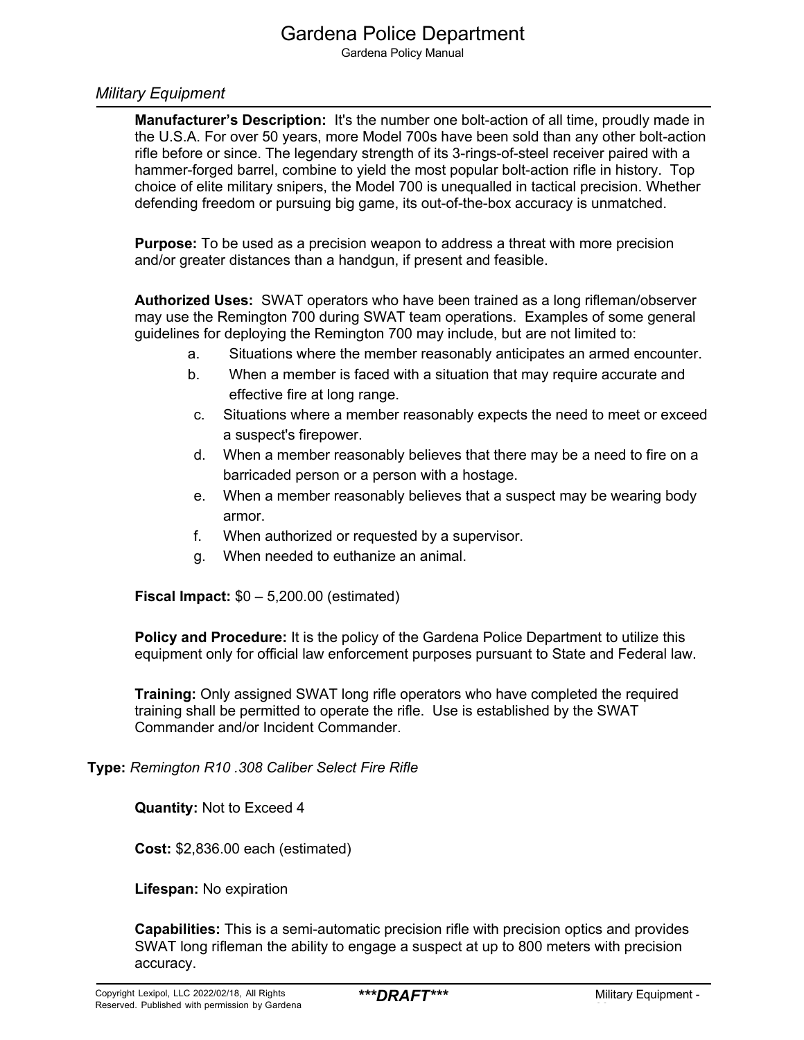**Manufacturer's Description:** It's the number one bolt-action of all time, proudly made in the U.S.A. For over 50 years, more Model 700s have been sold than any other bolt-action rifle before or since. The legendary strength of its 3-rings-of-steel receiver paired with a hammer-forged barrel, combine to yield the most popular bolt-action rifle in history. Top choice of elite military snipers, the Model 700 is unequalled in tactical precision. Whether defending freedom or pursuing big game, its out-of-the-box accuracy is unmatched.

**Purpose:** To be used as a precision weapon to address a threat with more precision and/or greater distances than a handgun, if present and feasible.

**Authorized Uses:** SWAT operators who have been trained as a long rifleman/observer may use the Remington 700 during SWAT team operations. Examples of some general guidelines for deploying the Remington 700 may include, but are not limited to:

a. Situations where the member reasonably anticipates an armed encounter.
b. When a member is faced with a situation that may require accurate and effective fire at long range.
c. Situations where a member reasonably expects the need to meet or exceed a suspect's firepower.
d. When a member reasonably believes that there may be a need to fire on a barricaded person or a person with a hostage.
e. When a member reasonably believes that a suspect may be wearing body armor.
f. When authorized or requested by a supervisor.
g. When needed to euthanize an animal.

**Fiscal Impact:** $0 – 5,200.00 (estimated)

**Policy and Procedure:** It is the policy of the Gardena Police Department to utilize this equipment only for official law enforcement purposes pursuant to State and Federal law.

**Training:** Only assigned SWAT long rifle operators who have completed the required training shall be permitted to operate the rifle. Use is established by the SWAT Commander and/or Incident Commander.

**Type:** *Remington R10 .308 Caliber Select Fire Rifle*

**Quantity:** Not to Exceed 4

**Cost:** $2,836.00 each (estimated)

**Lifespan:** No expiration

**Capabilities:** This is a semi-automatic precision rifle with precision optics and provides SWAT long rifleman the ability to engage a suspect at up to 800 meters with precision accuracy.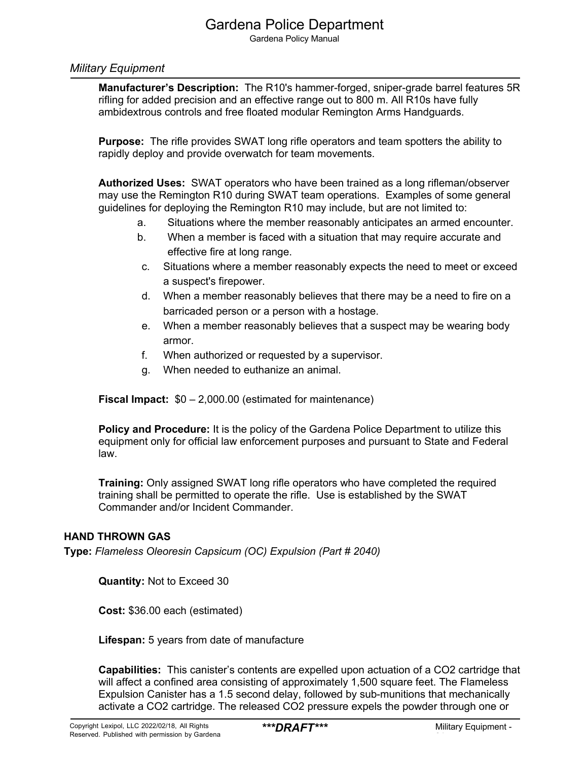**Manufacturer's Description:** The R10's hammer-forged, sniper-grade barrel features 5R rifling for added precision and an effective range out to 800 m. All R10s have fully ambidextrous controls and free floated modular Remington Arms Handguards.

**Purpose:** The rifle provides SWAT long rifle operators and team spotters the ability to rapidly deploy and provide overwatch for team movements.

**Authorized Uses:** SWAT operators who have been trained as a long rifleman/observer may use the Remington R10 during SWAT team operations. Examples of some general guidelines for deploying the Remington R10 may include, but are not limited to:

a. Situations where the member reasonably anticipates an armed encounter.
b. When a member is faced with a situation that may require accurate and effective fire at long range.
c. Situations where a member reasonably expects the need to meet or exceed a suspect's firepower.
d. When a member reasonably believes that there may be a need to fire on a barricaded person or a person with a hostage.
e. When a member reasonably believes that a suspect may be wearing body armor.
f. When authorized or requested by a supervisor.
g. When needed to euthanize an animal.

**Fiscal Impact:** $0 – 2,000.00 (estimated for maintenance)

**Policy and Procedure:** It is the policy of the Gardena Police Department to utilize this equipment only for official law enforcement purposes and pursuant to State and Federal law.

**Training:** Only assigned SWAT long rifle operators who have completed the required training shall be permitted to operate the rifle. Use is established by the SWAT Commander and/or Incident Commander.

## HAND THROWN GAS

**Type:** *Flameless Oleoresin Capsicum (OC) Expulsion (Part # 2040)*

**Quantity:** Not to Exceed 30

**Cost:** $36.00 each (estimated)

**Lifespan:** 5 years from date of manufacture

**Capabilities:** This canister's contents are expelled upon actuation of a $CO_2$ cartridge that will affect a confined area consisting of approximately 1,500 square feet. The Flameless Expulsion Canister has a 1.5 second delay, followed by sub-munitions that mechanically activate a $CO_2$ cartridge. The released $CO_2$ pressure expels the powder through one or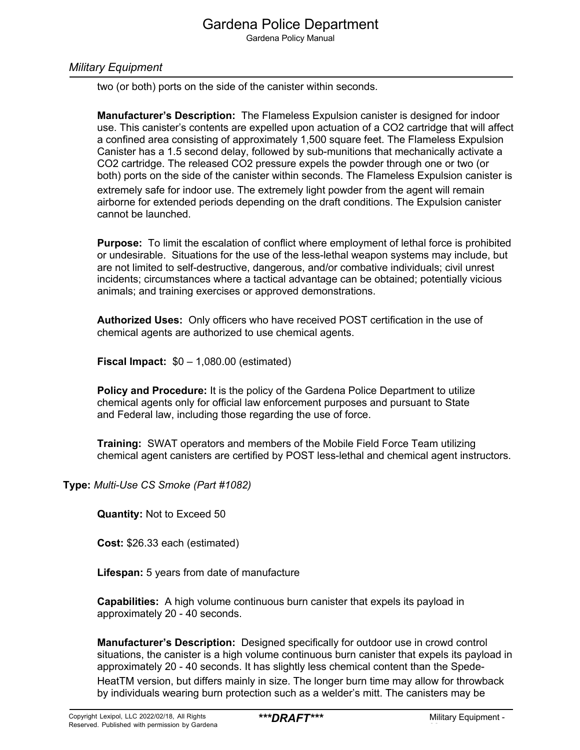two (or both) ports on the side of the canister within seconds.

**Manufacturer's Description:** The Flameless Expulsion canister is designed for indoor use. This canister's contents are expelled upon actuation of a $CO_2$ cartridge that will affect a confined area consisting of approximately 1,500 square feet. The Flameless Expulsion Canister has a 1.5 second delay, followed by sub-munitions that mechanically activate a $CO_2$ cartridge. The released $CO_2$ pressure expels the powder through one or two (or both) ports on the side of the canister within seconds. The Flameless Expulsion canister is extremely safe for indoor use. The extremely light powder from the agent will remain airborne for extended periods depending on the draft conditions. The Expulsion canister cannot be launched.

**Purpose:** To limit the escalation of conflict where employment of lethal force is prohibited or undesirable. Situations for the use of the less-lethal weapon systems may include, but are not limited to self-destructive, dangerous, and/or combative individuals; civil unrest incidents; circumstances where a tactical advantage can be obtained; potentially vicious animals; and training exercises or approved demonstrations.

**Authorized Uses:** Only officers who have received POST certification in the use of chemical agents are authorized to use chemical agents.

**Fiscal Impact:** $0 – 1,080.00 (estimated)

**Policy and Procedure:** It is the policy of the Gardena Police Department to utilize chemical agents only for official law enforcement purposes and pursuant to State and Federal law, including those regarding the use of force.

**Training:** SWAT operators and members of the Mobile Field Force Team utilizing chemical agent canisters are certified by POST less-lethal and chemical agent instructors.

**Type:** *Multi-Use CS Smoke (Part #1082)*

**Quantity:** Not to Exceed 50

**Cost:** $26.33 each (estimated)

**Lifespan:** 5 years from date of manufacture

**Capabilities:** A high volume continuous burn canister that expels its payload in approximately 20 - 40 seconds.

**Manufacturer's Description:** Designed specifically for outdoor use in crowd control situations, the canister is a high volume continuous burn canister that expels its payload in approximately 20 - 40 seconds. It has slightly less chemical content than the Spede-HeatTM version, but differs mainly in size. The longer burn time may allow for throwback by individuals wearing burn protection such as a welder's mitt. The canisters may be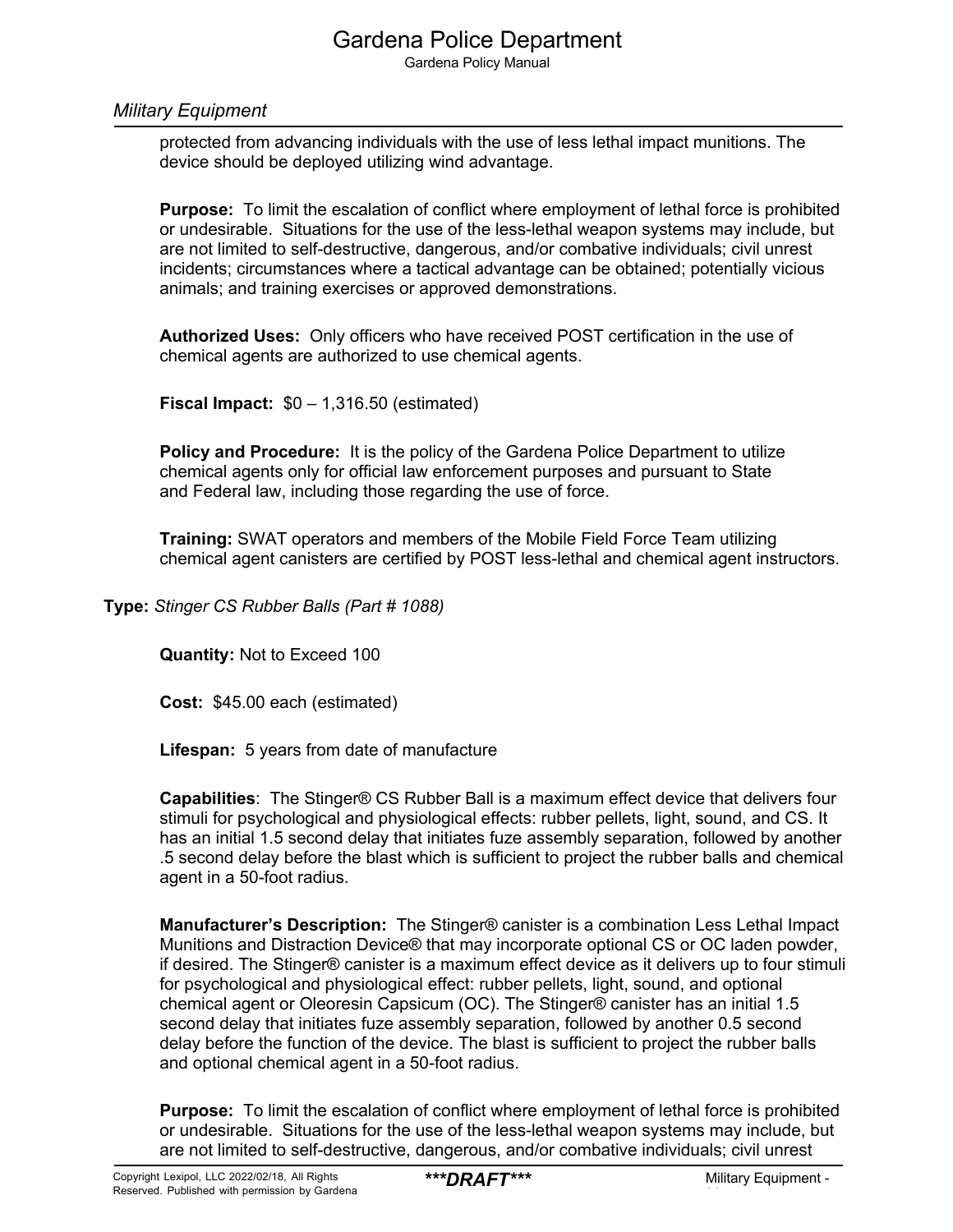protected from advancing individuals with the use of less lethal impact munitions. The device should be deployed utilizing wind advantage.

**Purpose:** To limit the escalation of conflict where employment of lethal force is prohibited or undesirable. Situations for the use of the less-lethal weapon systems may include, but are not limited to self-destructive, dangerous, and/or combative individuals; civil unrest incidents; circumstances where a tactical advantage can be obtained; potentially vicious animals; and training exercises or approved demonstrations.

**Authorized Uses:** Only officers who have received POST certification in the use of chemical agents are authorized to use chemical agents.

**Fiscal Impact:** $0 – 1,316.50 (estimated)

**Policy and Procedure:** It is the policy of the Gardena Police Department to utilize chemical agents only for official law enforcement purposes and pursuant to State and Federal law, including those regarding the use of force.

**Training:** SWAT operators and members of the Mobile Field Force Team utilizing chemical agent canisters are certified by POST less-lethal and chemical agent instructors.

**Type:** *Stinger CS Rubber Balls (Part # 1088)*

**Quantity:** Not to Exceed 100

**Cost:** $45.00 each (estimated)

**Lifespan:** 5 years from date of manufacture

**Capabilities**: The Stinger® CS Rubber Ball is a maximum effect device that delivers four stimuli for psychological and physiological effects: rubber pellets, light, sound, and CS. It has an initial 1.5 second delay that initiates fuze assembly separation, followed by another .5 second delay before the blast which is sufficient to project the rubber balls and chemical agent in a 50-foot radius.

**Manufacturer's Description:** The Stinger® canister is a combination Less Lethal Impact Munitions and Distraction Device® that may incorporate optional CS or OC laden powder, if desired. The Stinger® canister is a maximum effect device as it delivers up to four stimuli for psychological and physiological effect: rubber pellets, light, sound, and optional chemical agent or Oleoresin Capsicum (OC). The Stinger® canister has an initial 1.5 second delay that initiates fuze assembly separation, followed by another 0.5 second delay before the function of the device. The blast is sufficient to project the rubber balls and optional chemical agent in a 50-foot radius.

**Purpose:** To limit the escalation of conflict where employment of lethal force is prohibited or undesirable. Situations for the use of the less-lethal weapon systems may include, but are not limited to self-destructive, dangerous, and/or combative individuals; civil unrest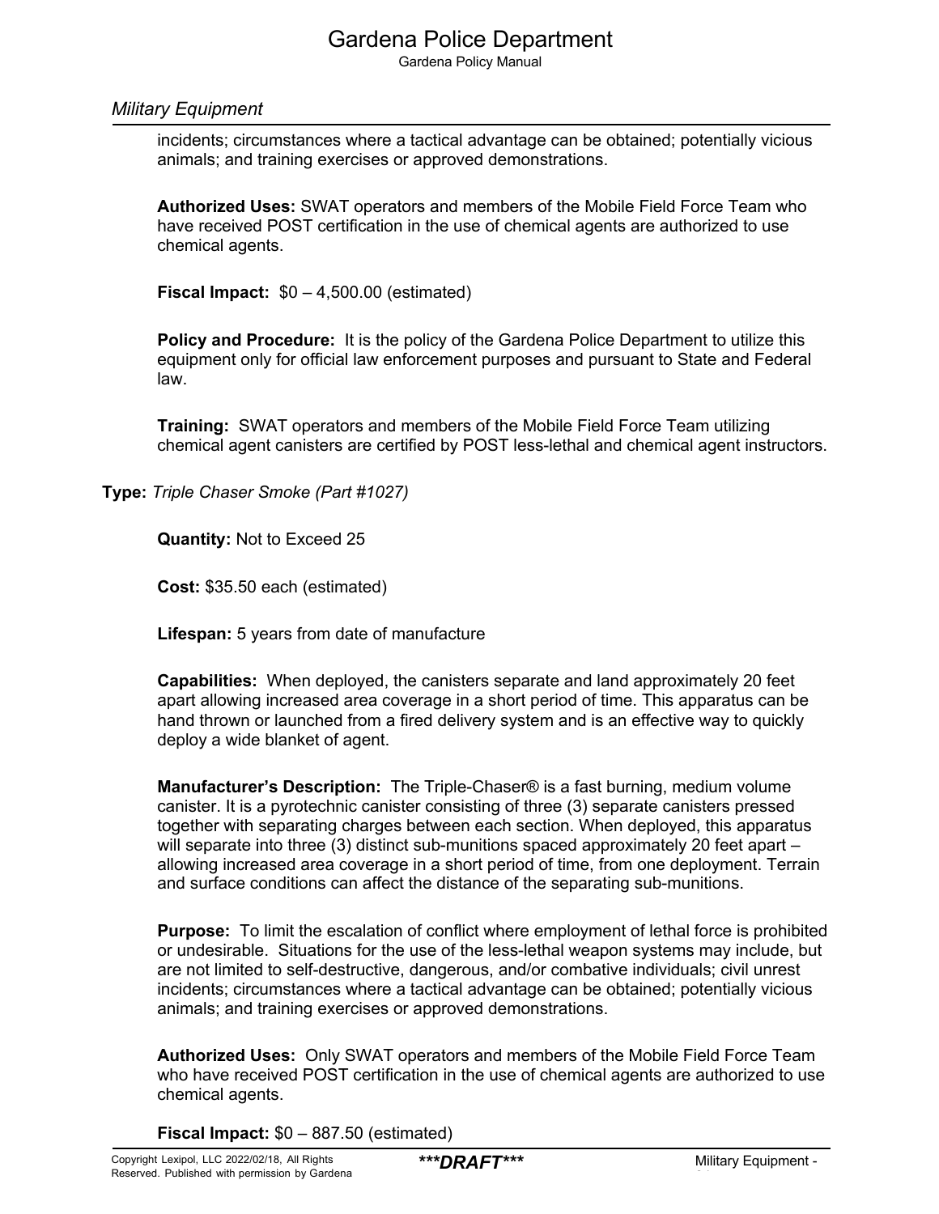incidents; circumstances where a tactical advantage can be obtained; potentially vicious animals; and training exercises or approved demonstrations.

**Authorized Uses:** SWAT operators and members of the Mobile Field Force Team who have received POST certification in the use of chemical agents are authorized to use chemical agents.

**Fiscal Impact:** $0 – 4,500.00 (estimated)

**Policy and Procedure:** It is the policy of the Gardena Police Department to utilize this equipment only for official law enforcement purposes and pursuant to State and Federal law.

**Training:** SWAT operators and members of the Mobile Field Force Team utilizing chemical agent canisters are certified by POST less-lethal and chemical agent instructors.

**Type:** *Triple Chaser Smoke (Part #1027)*

**Quantity:** Not to Exceed 25

**Cost:** $35.50 each (estimated)

**Lifespan:** 5 years from date of manufacture

**Capabilities:** When deployed, the canisters separate and land approximately 20 feet apart allowing increased area coverage in a short period of time. This apparatus can be hand thrown or launched from a fired delivery system and is an effective way to quickly deploy a wide blanket of agent.

**Manufacturer's Description:** The Triple-Chaser® is a fast burning, medium volume canister. It is a pyrotechnic canister consisting of three (3) separate canisters pressed together with separating charges between each section. When deployed, this apparatus will separate into three (3) distinct sub-munitions spaced approximately 20 feet apart – allowing increased area coverage in a short period of time, from one deployment. Terrain and surface conditions can affect the distance of the separating sub-munitions.

**Purpose:** To limit the escalation of conflict where employment of lethal force is prohibited or undesirable. Situations for the use of the less-lethal weapon systems may include, but are not limited to self-destructive, dangerous, and/or combative individuals; civil unrest incidents; circumstances where a tactical advantage can be obtained; potentially vicious animals; and training exercises or approved demonstrations.

**Authorized Uses:** Only SWAT operators and members of the Mobile Field Force Team who have received POST certification in the use of chemical agents are authorized to use chemical agents.

**Fiscal Impact:** $0 – 887.50 (estimated)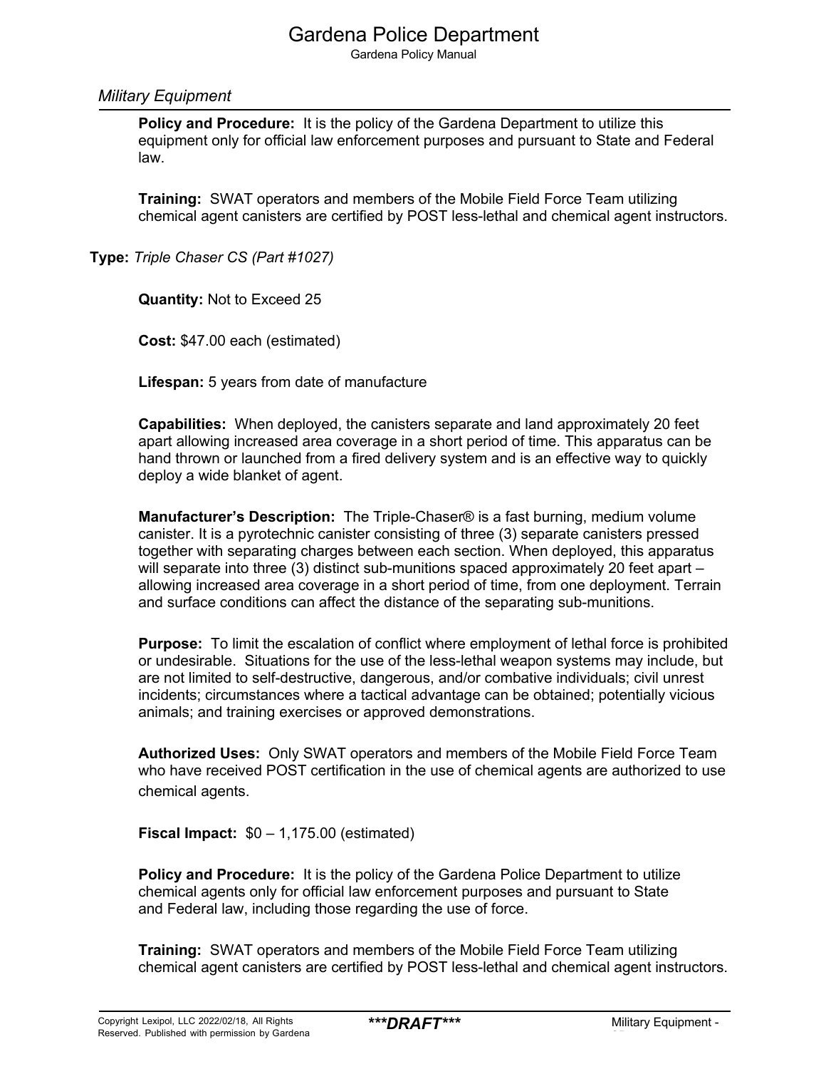*Military Equipment*

**Policy and Procedure:** It is the policy of the Gardena Department to utilize this equipment only for official law enforcement purposes and pursuant to State and Federal law.

**Training:** SWAT operators and members of the Mobile Field Force Team utilizing chemical agent canisters are certified by POST less-lethal and chemical agent instructors.

**Type:** *Triple Chaser CS (Part #1027)*

**Quantity:** Not to Exceed 25

**Cost:** $47.00 each (estimated)

**Lifespan:** 5 years from date of manufacture

**Capabilities:** When deployed, the canisters separate and land approximately 20 feet apart allowing increased area coverage in a short period of time. This apparatus can be hand thrown or launched from a fired delivery system and is an effective way to quickly deploy a wide blanket of agent.

**Manufacturer's Description:** The Triple-Chaser® is a fast burning, medium volume canister. It is a pyrotechnic canister consisting of three (3) separate canisters pressed together with separating charges between each section. When deployed, this apparatus will separate into three (3) distinct sub-munitions spaced approximately 20 feet apart – allowing increased area coverage in a short period of time, from one deployment. Terrain and surface conditions can affect the distance of the separating sub-munitions.

**Purpose:** To limit the escalation of conflict where employment of lethal force is prohibited or undesirable. Situations for the use of the less-lethal weapon systems may include, but are not limited to self-destructive, dangerous, and/or combative individuals; civil unrest incidents; circumstances where a tactical advantage can be obtained; potentially vicious animals; and training exercises or approved demonstrations.

**Authorized Uses:** Only SWAT operators and members of the Mobile Field Force Team who have received POST certification in the use of chemical agents are authorized to use chemical agents.

**Fiscal Impact:** $0 – 1,175.00 (estimated)

**Policy and Procedure:** It is the policy of the Gardena Police Department to utilize chemical agents only for official law enforcement purposes and pursuant to State and Federal law, including those regarding the use of force.

**Training:** SWAT operators and members of the Mobile Field Force Team utilizing chemical agent canisters are certified by POST less-lethal and chemical agent instructors.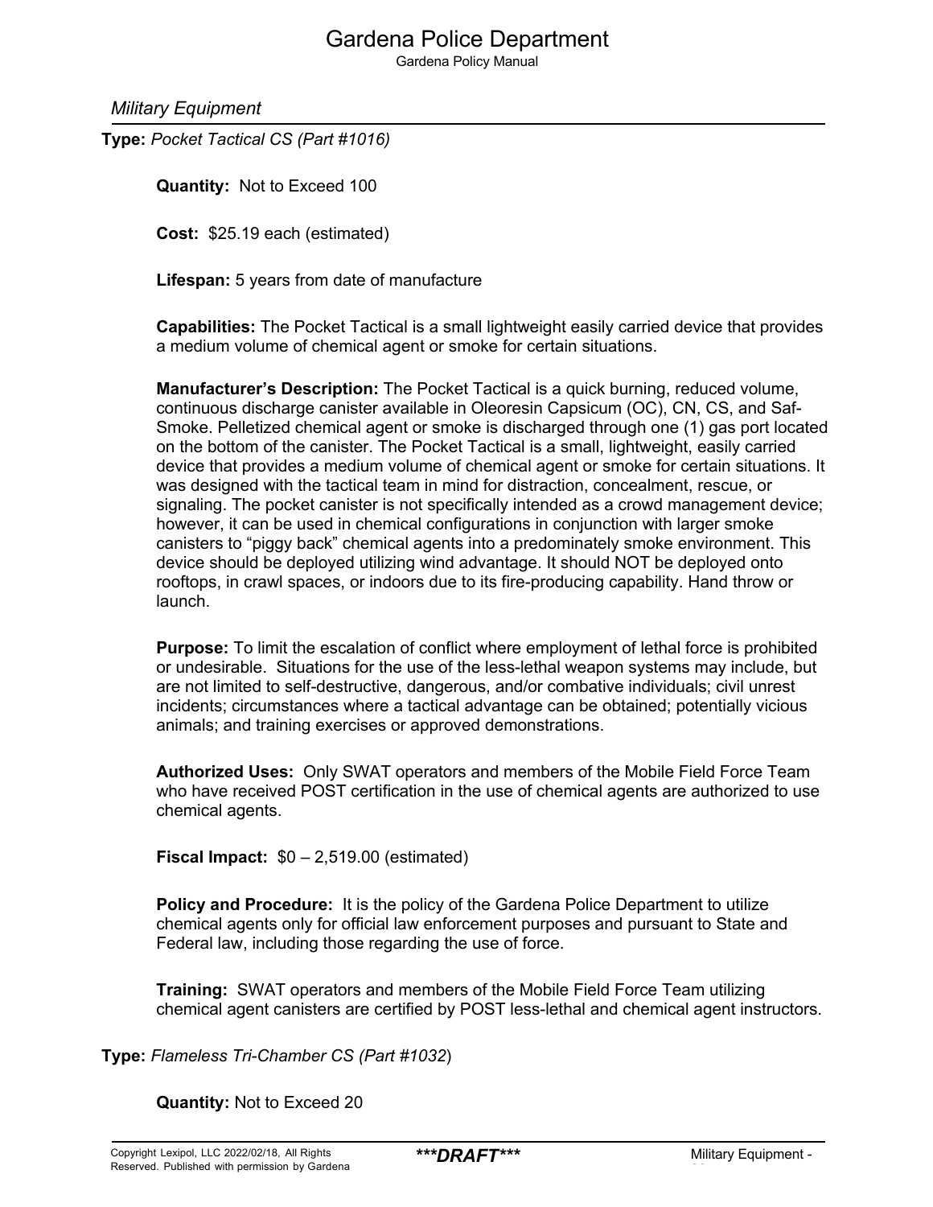*Military Equipment*

**Type:** *Pocket Tactical CS (Part #1016)*

**Quantity:** Not to Exceed 100

**Cost:** $25.19 each (estimated)

**Lifespan:** 5 years from date of manufacture

**Capabilities:** The Pocket Tactical is a small lightweight easily carried device that provides a medium volume of chemical agent or smoke for certain situations.

**Manufacturer's Description:** The Pocket Tactical is a quick burning, reduced volume, continuous discharge canister available in Oleoresin Capsicum (OC), CN, CS, and Saf-Smoke. Pelletized chemical agent or smoke is discharged through one (1) gas port located on the bottom of the canister. The Pocket Tactical is a small, lightweight, easily carried device that provides a medium volume of chemical agent or smoke for certain situations. It was designed with the tactical team in mind for distraction, concealment, rescue, or signaling. The pocket canister is not specifically intended as a crowd management device; however, it can be used in chemical configurations in conjunction with larger smoke canisters to "piggy back" chemical agents into a predominately smoke environment. This device should be deployed utilizing wind advantage. It should NOT be deployed onto rooftops, in crawl spaces, or indoors due to its fire-producing capability. Hand throw or launch.

**Purpose:** To limit the escalation of conflict where employment of lethal force is prohibited or undesirable. Situations for the use of the less-lethal weapon systems may include, but are not limited to self-destructive, dangerous, and/or combative individuals; civil unrest incidents; circumstances where a tactical advantage can be obtained; potentially vicious animals; and training exercises or approved demonstrations.

**Authorized Uses:** Only SWAT operators and members of the Mobile Field Force Team who have received POST certification in the use of chemical agents are authorized to use chemical agents.

**Fiscal Impact:** $0 – 2,519.00 (estimated)

**Policy and Procedure:** It is the policy of the Gardena Police Department to utilize chemical agents only for official law enforcement purposes and pursuant to State and Federal law, including those regarding the use of force.

**Training:** SWAT operators and members of the Mobile Field Force Team utilizing chemical agent canisters are certified by POST less-lethal and chemical agent instructors.

**Type:** *Flameless Tri-Chamber CS (Part #1032)*

**Quantity:** Not to Exceed 20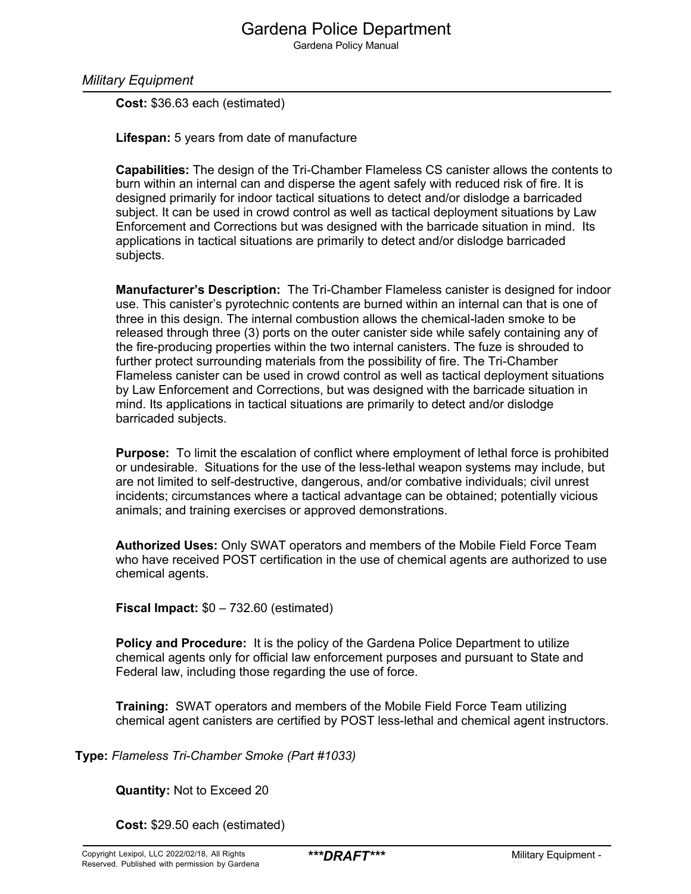**Cost:** $36.63 each (estimated)

**Lifespan:** 5 years from date of manufacture

**Capabilities:** The design of the Tri-Chamber Flameless CS canister allows the contents to burn within an internal can and disperse the agent safely with reduced risk of fire. It is designed primarily for indoor tactical situations to detect and/or dislodge a barricaded subject. It can be used in crowd control as well as tactical deployment situations by Law Enforcement and Corrections but was designed with the barricade situation in mind. Its applications in tactical situations are primarily to detect and/or dislodge barricaded subjects.

**Manufacturer's Description:** The Tri-Chamber Flameless canister is designed for indoor use. This canister's pyrotechnic contents are burned within an internal can that is one of three in this design. The internal combustion allows the chemical-laden smoke to be released through three (3) ports on the outer canister side while safely containing any of the fire-producing properties within the two internal canisters. The fuze is shrouded to further protect surrounding materials from the possibility of fire. The Tri-Chamber Flameless canister can be used in crowd control as well as tactical deployment situations by Law Enforcement and Corrections, but was designed with the barricade situation in mind. Its applications in tactical situations are primarily to detect and/or dislodge barricaded subjects.

**Purpose:** To limit the escalation of conflict where employment of lethal force is prohibited or undesirable. Situations for the use of the less-lethal weapon systems may include, but are not limited to self-destructive, dangerous, and/or combative individuals; civil unrest incidents; circumstances where a tactical advantage can be obtained; potentially vicious animals; and training exercises or approved demonstrations.

**Authorized Uses:** Only SWAT operators and members of the Mobile Field Force Team who have received POST certification in the use of chemical agents are authorized to use chemical agents.

**Fiscal Impact:** $0 – 732.60 (estimated)

**Policy and Procedure:** It is the policy of the Gardena Police Department to utilize chemical agents only for official law enforcement purposes and pursuant to State and Federal law, including those regarding the use of force.

**Training:** SWAT operators and members of the Mobile Field Force Team utilizing chemical agent canisters are certified by POST less-lethal and chemical agent instructors.

**Type:** *Flameless Tri-Chamber Smoke (Part #1033)*

**Quantity:** Not to Exceed 20

**Cost:** $29.50 each (estimated)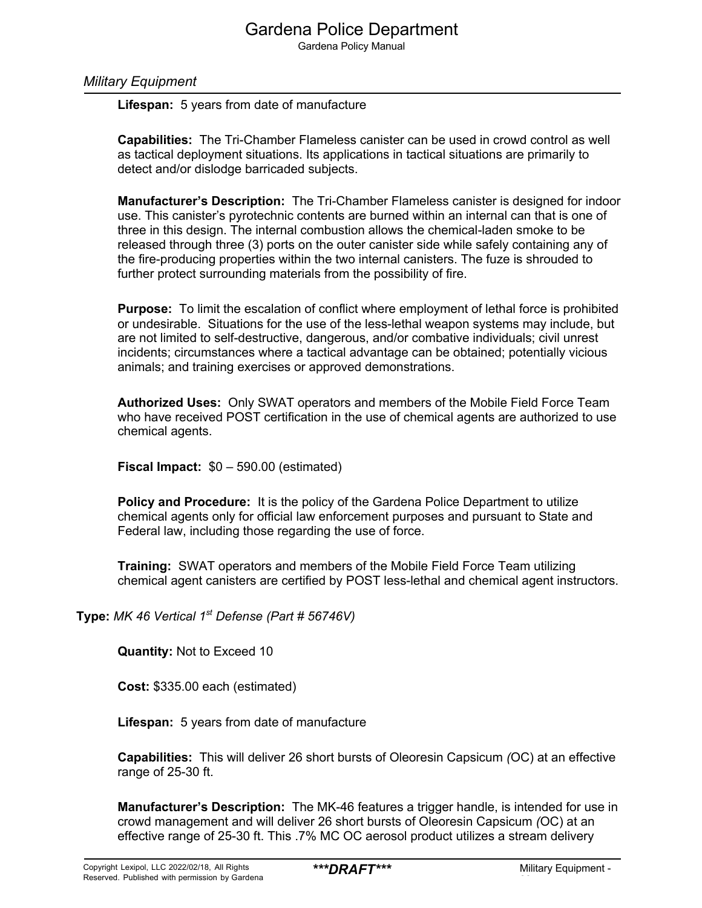Lifespan: 5 years from date of manufacture

**Capabilities:** The Tri-Chamber Flameless canister can be used in crowd control as well as tactical deployment situations. Its applications in tactical situations are primarily to detect and/or dislodge barricaded subjects.

**Manufacturer's Description:** The Tri-Chamber Flameless canister is designed for indoor use. This canister's pyrotechnic contents are burned within an internal can that is one of three in this design. The internal combustion allows the chemical-laden smoke to be released through three (3) ports on the outer canister side while safely containing any of the fire-producing properties within the two internal canisters. The fuze is shrouded to further protect surrounding materials from the possibility of fire.

**Purpose:** To limit the escalation of conflict where employment of lethal force is prohibited or undesirable. Situations for the use of the less-lethal weapon systems may include, but are not limited to self-destructive, dangerous, and/or combative individuals; civil unrest incidents; circumstances where a tactical advantage can be obtained; potentially vicious animals; and training exercises or approved demonstrations.

**Authorized Uses:** Only SWAT operators and members of the Mobile Field Force Team who have received POST certification in the use of chemical agents are authorized to use chemical agents.

**Fiscal Impact:** $0 – 590.00 (estimated)

**Policy and Procedure:** It is the policy of the Gardena Police Department to utilize chemical agents only for official law enforcement purposes and pursuant to State and Federal law, including those regarding the use of force.

**Training:** SWAT operators and members of the Mobile Field Force Team utilizing chemical agent canisters are certified by POST less-lethal and chemical agent instructors.

**Type:** *MK 46 Vertical 1st Defense (Part # 56746V)*

**Quantity:** Not to Exceed 10

**Cost:** $335.00 each (estimated)

**Lifespan:** 5 years from date of manufacture

**Capabilities:** This will deliver 26 short bursts of Oleoresin Capsicum (OC) at an effective range of 25-30 ft.

**Manufacturer's Description:** The MK-46 features a trigger handle, is intended for use in crowd management and will deliver 26 short bursts of Oleoresin Capsicum (OC) at an effective range of 25-30 ft. This .7% MC OC aerosol product utilizes a stream delivery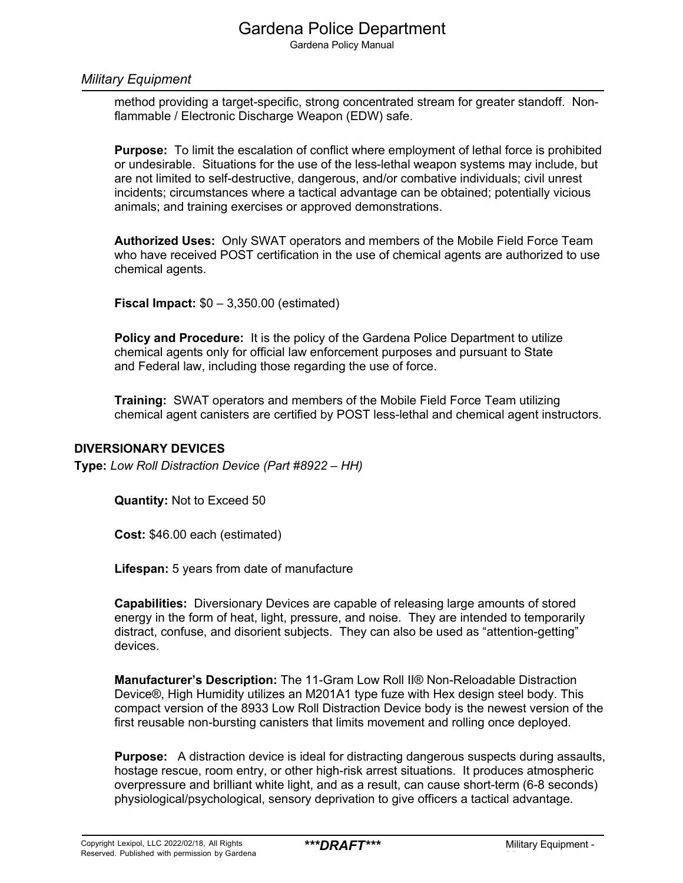method providing a target-specific, strong concentrated stream for greater standoff. Non-flammable / Electronic Discharge Weapon (EDW) safe.

**Purpose:** To limit the escalation of conflict where employment of lethal force is prohibited or undesirable. Situations for the use of the less-lethal weapon systems may include, but are not limited to self-destructive, dangerous, and/or combative individuals; civil unrest incidents; circumstances where a tactical advantage can be obtained; potentially vicious animals; and training exercises or approved demonstrations.

**Authorized Uses:** Only SWAT operators and members of the Mobile Field Force Team who have received POST certification in the use of chemical agents are authorized to use chemical agents.

**Fiscal Impact:** $0 – 3,350.00 (estimated)

**Policy and Procedure:** It is the policy of the Gardena Police Department to utilize chemical agents only for official law enforcement purposes and pursuant to State and Federal law, including those regarding the use of force.

**Training:** SWAT operators and members of the Mobile Field Force Team utilizing chemical agent canisters are certified by POST less-lethal and chemical agent instructors.

**DIVERSIONARY DEVICES**

**Type:** *Low Roll Distraction Device (Part #8922 – HH)*

**Quantity:** Not to Exceed 50

**Cost:** $46.00 each (estimated)

**Lifespan:** 5 years from date of manufacture

**Capabilities:** Diversionary Devices are capable of releasing large amounts of stored energy in the form of heat, light, pressure, and noise. They are intended to temporarily distract, confuse, and disorient subjects. They can also be used as "attention-getting" devices.

**Manufacturer's Description:** The 11-Gram Low Roll II® Non-Reloadable Distraction Device®, High Humidity utilizes an M201A1 type fuze with Hex design steel body. This compact version of the 8933 Low Roll Distraction Device body is the newest version of the first reusable non-bursting canisters that limits movement and rolling once deployed.

**Purpose:** A distraction device is ideal for distracting dangerous suspects during assaults, hostage rescue, room entry, or other high-risk arrest situations. It produces atmospheric overpressure and brilliant white light, and as a result, can cause short-term (6-8 seconds) physiological/psychological, sensory deprivation to give officers a tactical advantage.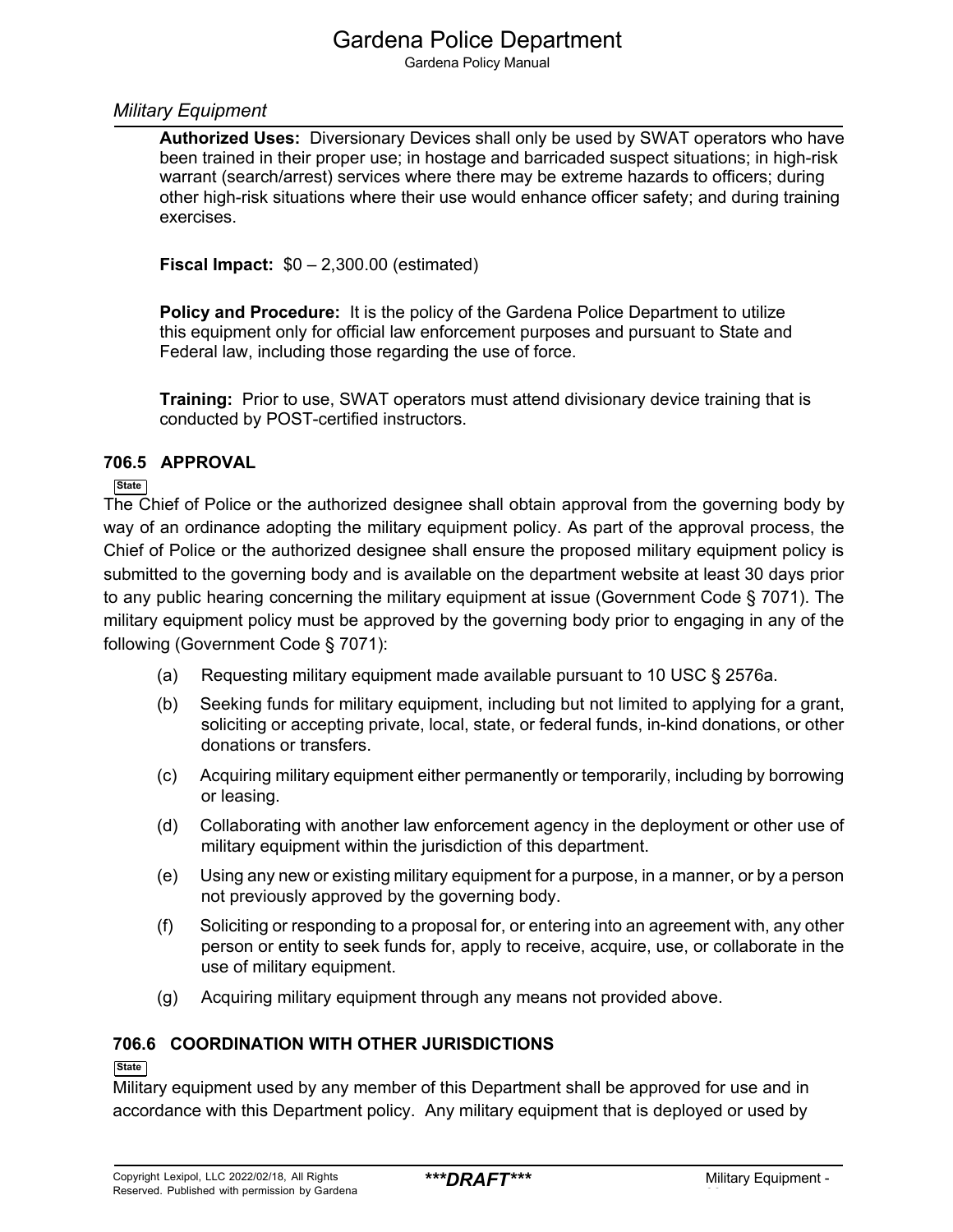**Authorized Uses:** Diversionary Devices shall only be used by SWAT operators who have been trained in their proper use; in hostage and barricaded suspect situations; in high-risk warrant (search/arrest) services where there may be extreme hazards to officers; during other high-risk situations where their use would enhance officer safety; and during training exercises.

**Fiscal Impact:** $0 – 2,300.00 (estimated)

**Policy and Procedure:** It is the policy of the Gardena Police Department to utilize this equipment only for official law enforcement purposes and pursuant to State and Federal law, including those regarding the use of force.

**Training:** Prior to use, SWAT operators must attend divisionary device training that is conducted by POST-certified instructors.

### 706.5 APPROVAL

State

The Chief of Police or the authorized designee shall obtain approval from the governing body by way of an ordinance adopting the military equipment policy. As part of the approval process, the Chief of Police or the authorized designee shall ensure the proposed military equipment policy is submitted to the governing body and is available on the department website at least 30 days prior to any public hearing concerning the military equipment at issue (Government Code § 7071). The military equipment policy must be approved by the governing body prior to engaging in any of the following (Government Code § 7071):

(a) Requesting military equipment made available pursuant to 10 USC § 2576a.

(b) Seeking funds for military equipment, including but not limited to applying for a grant, soliciting or accepting private, local, state, or federal funds, in-kind donations, or other donations or transfers.

(c) Acquiring military equipment either permanently or temporarily, including by borrowing or leasing.

(d) Collaborating with another law enforcement agency in the deployment or other use of military equipment within the jurisdiction of this department.

(e) Using any new or existing military equipment for a purpose, in a manner, or by a person not previously approved by the governing body.

(f) Soliciting or responding to a proposal for, or entering into an agreement with, any other person or entity to seek funds for, apply to receive, acquire, use, or collaborate in the use of military equipment.

(g) Acquiring military equipment through any means not provided above.

### 706.6 COORDINATION WITH OTHER JURISDICTIONS

State

Military equipment used by any member of this Department shall be approved for use and in accordance with this Department policy. Any military equipment that is deployed or used by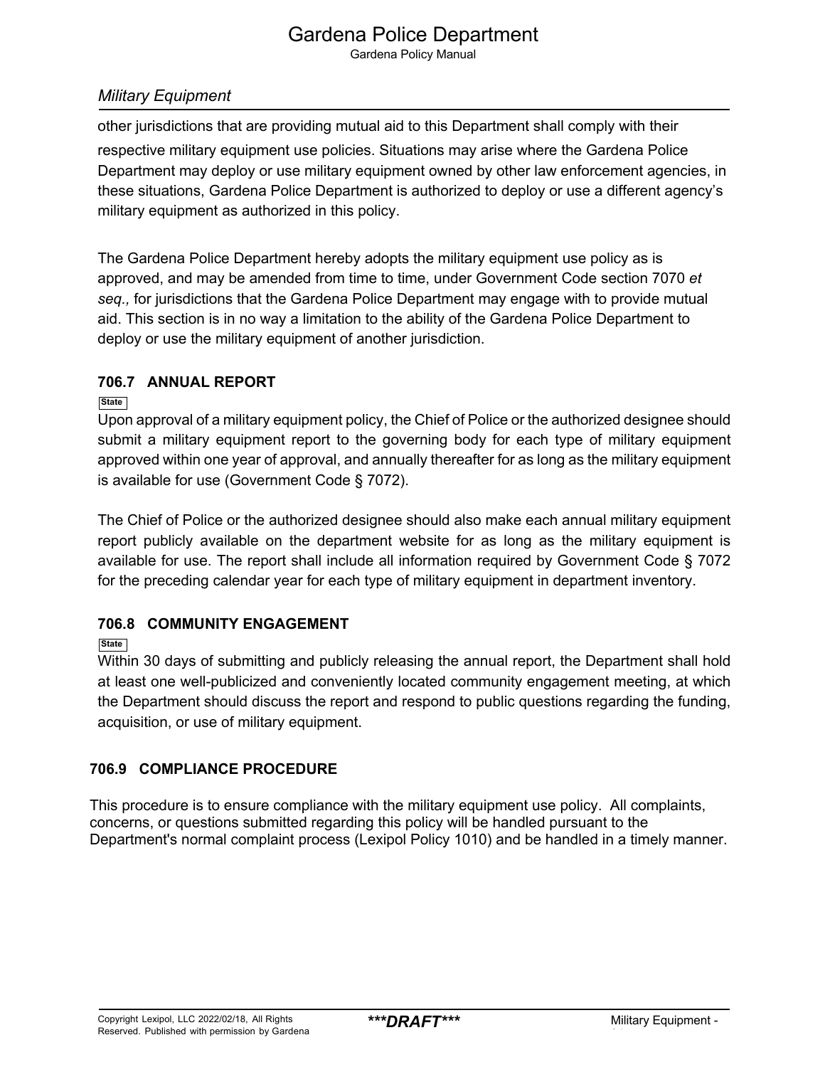other jurisdictions that are providing mutual aid to this Department shall comply with their respective military equipment use policies. Situations may arise where the Gardena Police Department may deploy or use military equipment owned by other law enforcement agencies, in these situations, Gardena Police Department is authorized to deploy or use a different agency's military equipment as authorized in this policy.

The Gardena Police Department hereby adopts the military equipment use policy as is approved, and may be amended from time to time, under Government Code section 7070 *et seq.,* for jurisdictions that the Gardena Police Department may engage with to provide mutual aid. This section is in no way a limitation to the ability of the Gardena Police Department to deploy or use the military equipment of another jurisdiction.

### 706.7 ANNUAL REPORT

State

Upon approval of a military equipment policy, the Chief of Police or the authorized designee should submit a military equipment report to the governing body for each type of military equipment approved within one year of approval, and annually thereafter for as long as the military equipment is available for use (Government Code § 7072).

The Chief of Police or the authorized designee should also make each annual military equipment report publicly available on the department website for as long as the military equipment is available for use. The report shall include all information required by Government Code § 7072 for the preceding calendar year for each type of military equipment in department inventory.

### 706.8 COMMUNITY ENGAGEMENT

State

Within 30 days of submitting and publicly releasing the annual report, the Department shall hold at least one well-publicized and conveniently located community engagement meeting, at which the Department should discuss the report and respond to public questions regarding the funding, acquisition, or use of military equipment.

### 706.9 COMPLIANCE PROCEDURE

This procedure is to ensure compliance with the military equipment use policy. All complaints, concerns, or questions submitted regarding this policy will be handled pursuant to the Department's normal complaint process (Lexipol Policy 1010) and be handled in a timely manner.